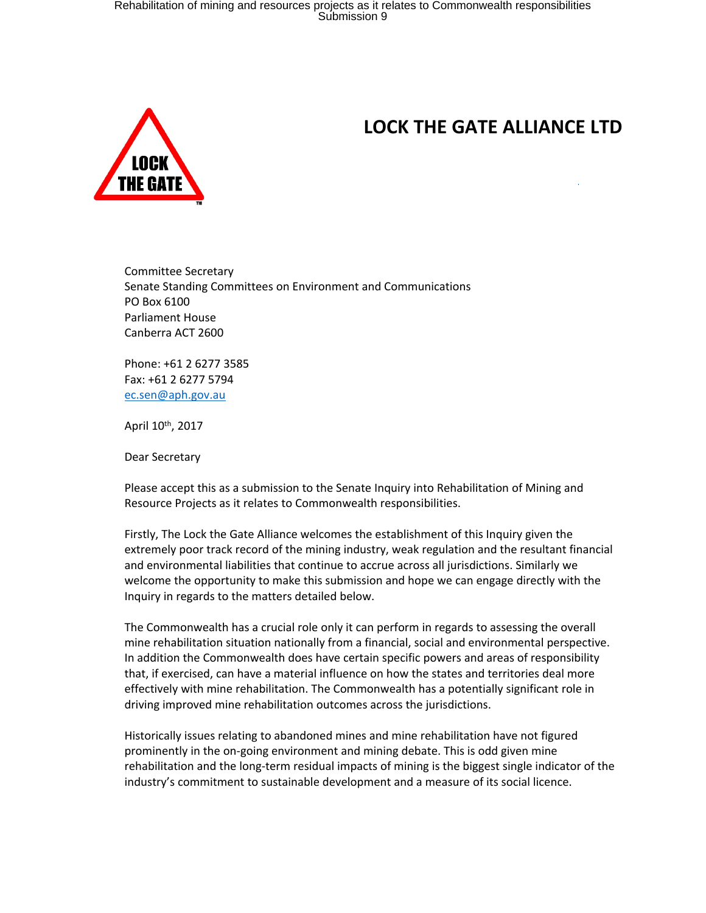# LOCK THE GATE ALLIANCE LTD

Committee Secretary
Senate Standing Committees on Environment and Communications
PO Box 6100
Parliament House
Canberra ACT 2600

Phone: +61 2 6277 3585
Fax: +61 2 6277 5794
ec.sen@aph.gov.au

April 10th, 2017

Dear Secretary

Please accept this as a submission to the Senate Inquiry into Rehabilitation of Mining and Resource Projects as it relates to Commonwealth responsibilities.

Firstly, The Lock the Gate Alliance welcomes the establishment of this Inquiry given the extremely poor track record of the mining industry, weak regulation and the resultant financial and environmental liabilities that continue to accrue across all jurisdictions. Similarly we welcome the opportunity to make this submission and hope we can engage directly with the Inquiry in regards to the matters detailed below.

The Commonwealth has a crucial role only it can perform in regards to assessing the overall mine rehabilitation situation nationally from a financial, social and environmental perspective. In addition the Commonwealth does have certain specific powers and areas of responsibility that, if exercised, can have a material influence on how the states and territories deal more effectively with mine rehabilitation. The Commonwealth has a potentially significant role in driving improved mine rehabilitation outcomes across the jurisdictions.

Historically issues relating to abandoned mines and mine rehabilitation have not figured prominently in the on-going environment and mining debate. This is odd given mine rehabilitation and the long-term residual impacts of mining is the biggest single indicator of the industry's commitment to sustainable development and a measure of its social licence.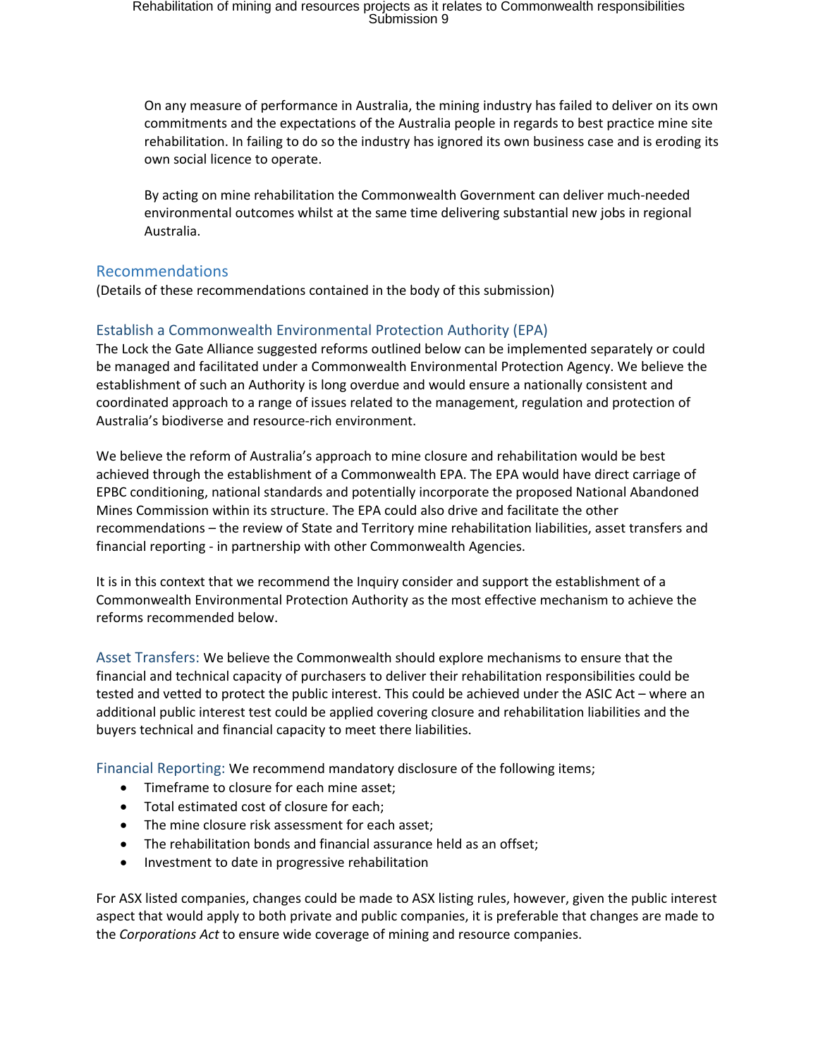On any measure of performance in Australia, the mining industry has failed to deliver on its own commitments and the expectations of the Australia people in regards to best practice mine site rehabilitation. In failing to do so the industry has ignored its own business case and is eroding its own social licence to operate.

By acting on mine rehabilitation the Commonwealth Government can deliver much-needed environmental outcomes whilst at the same time delivering substantial new jobs in regional Australia.

## Recommendations

(Details of these recommendations contained in the body of this submission)

### Establish a Commonwealth Environmental Protection Authority (EPA)

The Lock the Gate Alliance suggested reforms outlined below can be implemented separately or could be managed and facilitated under a Commonwealth Environmental Protection Agency. We believe the establishment of such an Authority is long overdue and would ensure a nationally consistent and coordinated approach to a range of issues related to the management, regulation and protection of Australia's biodiverse and resource-rich environment.

We believe the reform of Australia's approach to mine closure and rehabilitation would be best achieved through the establishment of a Commonwealth EPA. The EPA would have direct carriage of EPBC conditioning, national standards and potentially incorporate the proposed National Abandoned Mines Commission within its structure. The EPA could also drive and facilitate the other recommendations – the review of State and Territory mine rehabilitation liabilities, asset transfers and financial reporting - in partnership with other Commonwealth Agencies.

It is in this context that we recommend the Inquiry consider and support the establishment of a Commonwealth Environmental Protection Authority as the most effective mechanism to achieve the reforms recommended below.

**Asset Transfers:** We believe the Commonwealth should explore mechanisms to ensure that the financial and technical capacity of purchasers to deliver their rehabilitation responsibilities could be tested and vetted to protect the public interest. This could be achieved under the ASIC Act – where an additional public interest test could be applied covering closure and rehabilitation liabilities and the buyers technical and financial capacity to meet there liabilities.

**Financial Reporting:** We recommend mandatory disclosure of the following items;

- Timeframe to closure for each mine asset;
- Total estimated cost of closure for each;
- The mine closure risk assessment for each asset;
- The rehabilitation bonds and financial assurance held as an offset;
- Investment to date in progressive rehabilitation

For ASX listed companies, changes could be made to ASX listing rules, however, given the public interest aspect that would apply to both private and public companies, it is preferable that changes are made to the *Corporations Act* to ensure wide coverage of mining and resource companies.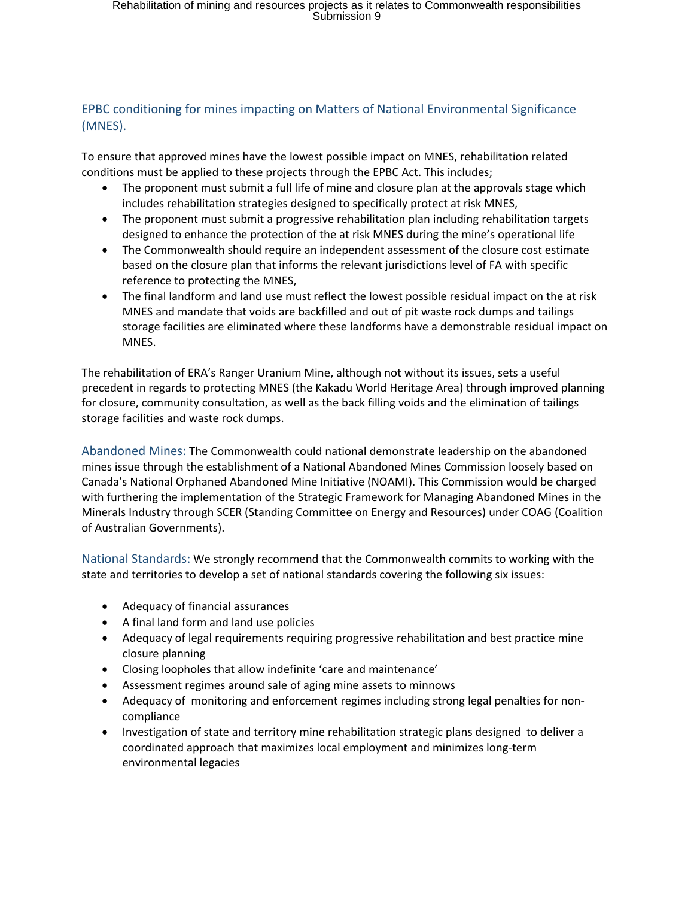## EPBC conditioning for mines impacting on Matters of National Environmental Significance (MNES).

To ensure that approved mines have the lowest possible impact on MNES, rehabilitation related conditions must be applied to these projects through the EPBC Act. This includes;

- The proponent must submit a full life of mine and closure plan at the approvals stage which includes rehabilitation strategies designed to specifically protect at risk MNES,
- The proponent must submit a progressive rehabilitation plan including rehabilitation targets designed to enhance the protection of the at risk MNES during the mine's operational life
- The Commonwealth should require an independent assessment of the closure cost estimate based on the closure plan that informs the relevant jurisdictions level of FA with specific reference to protecting the MNES,
- The final landform and land use must reflect the lowest possible residual impact on the at risk MNES and mandate that voids are backfilled and out of pit waste rock dumps and tailings storage facilities are eliminated where these landforms have a demonstrable residual impact on MNES.

The rehabilitation of ERA's Ranger Uranium Mine, although not without its issues, sets a useful precedent in regards to protecting MNES (the Kakadu World Heritage Area) through improved planning for closure, community consultation, as well as the back filling voids and the elimination of tailings storage facilities and waste rock dumps.

**Abandoned Mines:** The Commonwealth could national demonstrate leadership on the abandoned mines issue through the establishment of a National Abandoned Mines Commission loosely based on Canada's National Orphaned Abandoned Mine Initiative (NOAMI). This Commission would be charged with furthering the implementation of the Strategic Framework for Managing Abandoned Mines in the Minerals Industry through SCER (Standing Committee on Energy and Resources) under COAG (Coalition of Australian Governments).

**National Standards:** We strongly recommend that the Commonwealth commits to working with the state and territories to develop a set of national standards covering the following six issues:

- Adequacy of financial assurances
- A final land form and land use policies
- Adequacy of legal requirements requiring progressive rehabilitation and best practice mine closure planning
- Closing loopholes that allow indefinite 'care and maintenance'
- Assessment regimes around sale of aging mine assets to minnows
- Adequacy of monitoring and enforcement regimes including strong legal penalties for non-compliance
- Investigation of state and territory mine rehabilitation strategic plans designed to deliver a coordinated approach that maximizes local employment and minimizes long-term environmental legacies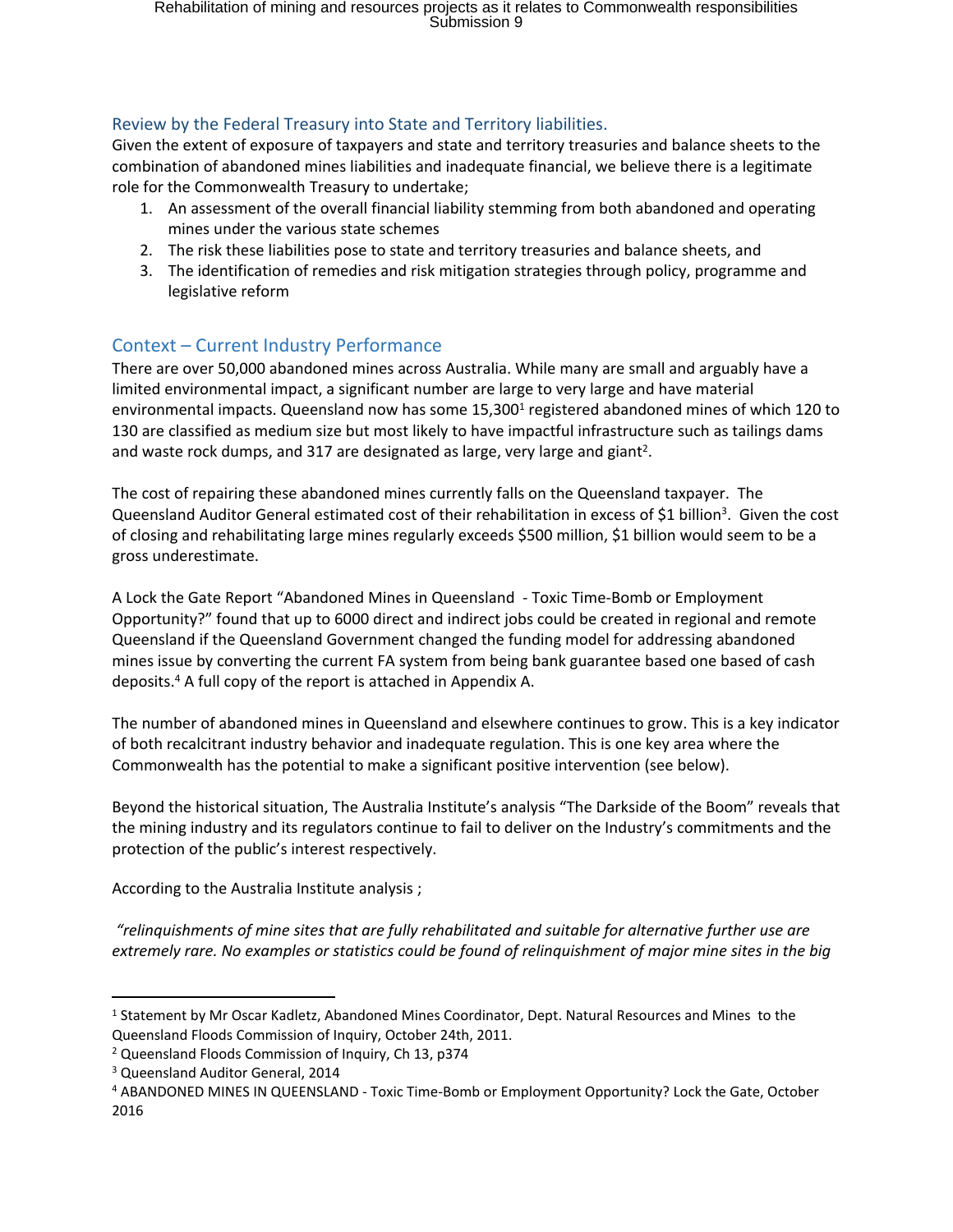## Review by the Federal Treasury into State and Territory liabilities.

Given the extent of exposure of taxpayers and state and territory treasuries and balance sheets to the combination of abandoned mines liabilities and inadequate financial, we believe there is a legitimate role for the Commonwealth Treasury to undertake;

1. An assessment of the overall financial liability stemming from both abandoned and operating mines under the various state schemes
2. The risk these liabilities pose to state and territory treasuries and balance sheets, and
3. The identification of remedies and risk mitigation strategies through policy, programme and legislative reform

## Context – Current Industry Performance

There are over 50,000 abandoned mines across Australia. While many are small and arguably have a limited environmental impact, a significant number are large to very large and have material environmental impacts. Queensland now has some 15,300[1] registered abandoned mines of which 120 to 130 are classified as medium size but most likely to have impactful infrastructure such as tailings dams and waste rock dumps, and 317 are designated as large, very large and giant[2].

The cost of repairing these abandoned mines currently falls on the Queensland taxpayer. The Queensland Auditor General estimated cost of their rehabilitation in excess of $1 billion[3]. Given the cost of closing and rehabilitating large mines regularly exceeds $500 million, $1 billion would seem to be a gross underestimate.

A Lock the Gate Report "Abandoned Mines in Queensland - Toxic Time-Bomb or Employment Opportunity?" found that up to 6000 direct and indirect jobs could be created in regional and remote Queensland if the Queensland Government changed the funding model for addressing abandoned mines issue by converting the current FA system from being bank guarantee based one based of cash deposits.[4] A full copy of the report is attached in Appendix A.

The number of abandoned mines in Queensland and elsewhere continues to grow. This is a key indicator of both recalcitrant industry behavior and inadequate regulation. This is one key area where the Commonwealth has the potential to make a significant positive intervention (see below).

Beyond the historical situation, The Australia Institute's analysis "The Darkside of the Boom" reveals that the mining industry and its regulators continue to fail to deliver on the Industry's commitments and the protection of the public's interest respectively.

According to the Australia Institute analysis ;

*"relinquishments of mine sites that are fully rehabilitated and suitable for alternative further use are extremely rare. No examples or statistics could be found of relinquishment of major mine sites in the big*

---

[1] Statement by Mr Oscar Kadletz, Abandoned Mines Coordinator, Dept. Natural Resources and Mines to the Queensland Floods Commission of Inquiry, October 24th, 2011.

[2] Queensland Floods Commission of Inquiry, Ch 13, p374

[3] Queensland Auditor General, 2014

[4] ABANDONED MINES IN QUEENSLAND - Toxic Time-Bomb or Employment Opportunity? Lock the Gate, October 2016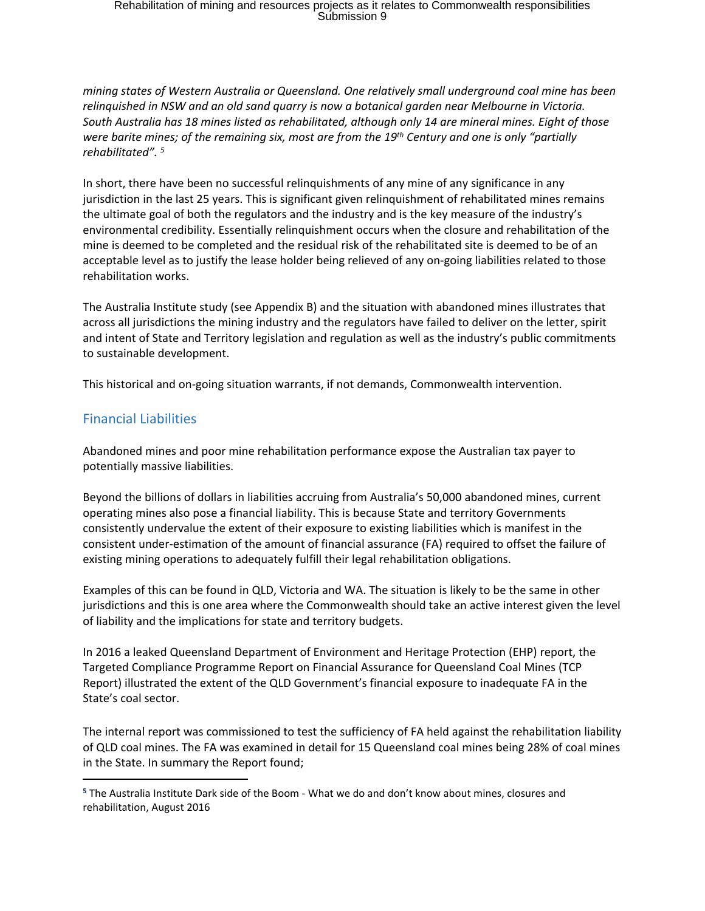*mining states of Western Australia or Queensland. One relatively small underground coal mine has been relinquished in NSW and an old sand quarry is now a botanical garden near Melbourne in Victoria. South Australia has 18 mines listed as rehabilitated, although only 14 are mineral mines. Eight of those were barite mines; of the remaining six, most are from the 19th Century and one is only "partially rehabilitated".* [5]

In short, there have been no successful relinquishments of any mine of any significance in any jurisdiction in the last 25 years. This is significant given relinquishment of rehabilitated mines remains the ultimate goal of both the regulators and the industry and is the key measure of the industry's environmental credibility. Essentially relinquishment occurs when the closure and rehabilitation of the mine is deemed to be completed and the residual risk of the rehabilitated site is deemed to be of an acceptable level as to justify the lease holder being relieved of any on-going liabilities related to those rehabilitation works.

The Australia Institute study (see Appendix B) and the situation with abandoned mines illustrates that across all jurisdictions the mining industry and the regulators have failed to deliver on the letter, spirit and intent of State and Territory legislation and regulation as well as the industry's public commitments to sustainable development.

This historical and on-going situation warrants, if not demands, Commonwealth intervention.

## Financial Liabilities

Abandoned mines and poor mine rehabilitation performance expose the Australian tax payer to potentially massive liabilities.

Beyond the billions of dollars in liabilities accruing from Australia's 50,000 abandoned mines, current operating mines also pose a financial liability. This is because State and territory Governments consistently undervalue the extent of their exposure to existing liabilities which is manifest in the consistent under-estimation of the amount of financial assurance (FA) required to offset the failure of existing mining operations to adequately fulfill their legal rehabilitation obligations.

Examples of this can be found in QLD, Victoria and WA. The situation is likely to be the same in other jurisdictions and this is one area where the Commonwealth should take an active interest given the level of liability and the implications for state and territory budgets.

In 2016 a leaked Queensland Department of Environment and Heritage Protection (EHP) report, the Targeted Compliance Programme Report on Financial Assurance for Queensland Coal Mines (TCP Report) illustrated the extent of the QLD Government's financial exposure to inadequate FA in the State's coal sector.

The internal report was commissioned to test the sufficiency of FA held against the rehabilitation liability of QLD coal mines. The FA was examined in detail for 15 Queensland coal mines being 28% of coal mines in the State. In summary the Report found;

---

[5] The Australia Institute Dark side of the Boom - What we do and don't know about mines, closures and rehabilitation, August 2016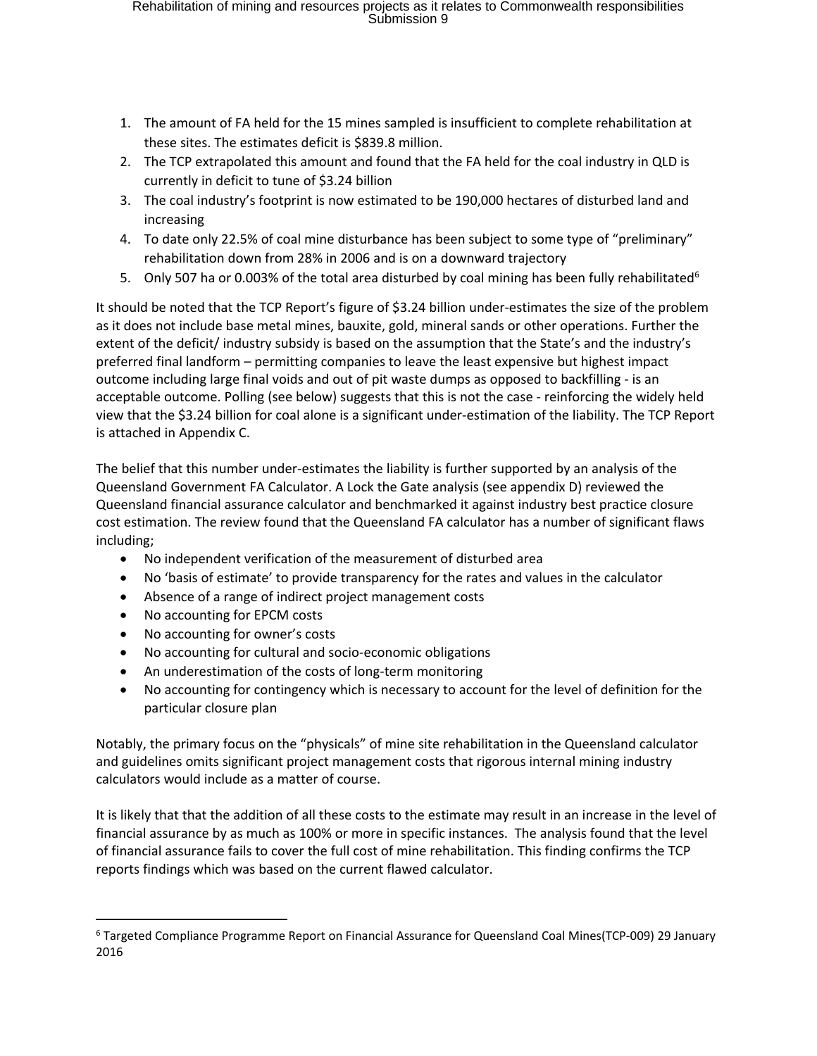1. The amount of FA held for the 15 mines sampled is insufficient to complete rehabilitation at these sites. The estimates deficit is $839.8 million.
2. The TCP extrapolated this amount and found that the FA held for the coal industry in QLD is currently in deficit to tune of $3.24 billion
3. The coal industry's footprint is now estimated to be 190,000 hectares of disturbed land and increasing
4. To date only 22.5% of coal mine disturbance has been subject to some type of "preliminary" rehabilitation down from 28% in 2006 and is on a downward trajectory
5. Only 507 ha or 0.003% of the total area disturbed by coal mining has been fully rehabilitated[6]

It should be noted that the TCP Report's figure of $3.24 billion under-estimates the size of the problem as it does not include base metal mines, bauxite, gold, mineral sands or other operations. Further the extent of the deficit/ industry subsidy is based on the assumption that the State's and the industry's preferred final landform – permitting companies to leave the least expensive but highest impact outcome including large final voids and out of pit waste dumps as opposed to backfilling - is an acceptable outcome. Polling (see below) suggests that this is not the case - reinforcing the widely held view that the $3.24 billion for coal alone is a significant under-estimation of the liability. The TCP Report is attached in Appendix C.

The belief that this number under-estimates the liability is further supported by an analysis of the Queensland Government FA Calculator. A Lock the Gate analysis (see appendix D) reviewed the Queensland financial assurance calculator and benchmarked it against industry best practice closure cost estimation. The review found that the Queensland FA calculator has a number of significant flaws including;

- No independent verification of the measurement of disturbed area
- No 'basis of estimate' to provide transparency for the rates and values in the calculator
- Absence of a range of indirect project management costs
- No accounting for EPCM costs
- No accounting for owner's costs
- No accounting for cultural and socio-economic obligations
- An underestimation of the costs of long-term monitoring
- No accounting for contingency which is necessary to account for the level of definition for the particular closure plan

Notably, the primary focus on the "physicals" of mine site rehabilitation in the Queensland calculator and guidelines omits significant project management costs that rigorous internal mining industry calculators would include as a matter of course.

It is likely that that the addition of all these costs to the estimate may result in an increase in the level of financial assurance by as much as 100% or more in specific instances. The analysis found that the level of financial assurance fails to cover the full cost of mine rehabilitation. This finding confirms the TCP reports findings which was based on the current flawed calculator.

---

[6] Targeted Compliance Programme Report on Financial Assurance for Queensland Coal Mines(TCP-009) 29 January 2016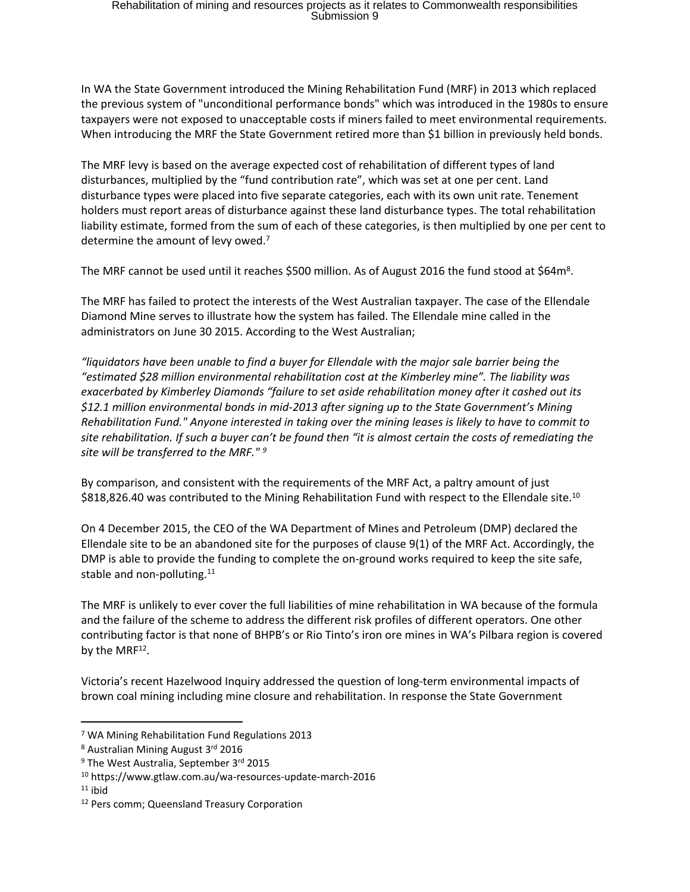In WA the State Government introduced the Mining Rehabilitation Fund (MRF) in 2013 which replaced the previous system of "unconditional performance bonds" which was introduced in the 1980s to ensure taxpayers were not exposed to unacceptable costs if miners failed to meet environmental requirements. When introducing the MRF the State Government retired more than $1 billion in previously held bonds.

The MRF levy is based on the average expected cost of rehabilitation of different types of land disturbances, multiplied by the "fund contribution rate", which was set at one per cent. Land disturbance types were placed into five separate categories, each with its own unit rate. Tenement holders must report areas of disturbance against these land disturbance types. The total rehabilitation liability estimate, formed from the sum of each of these categories, is then multiplied by one per cent to determine the amount of levy owed.[7]

The MRF cannot be used until it reaches $500 million. As of August 2016 the fund stood at $64m[8].

The MRF has failed to protect the interests of the West Australian taxpayer. The case of the Ellendale Diamond Mine serves to illustrate how the system has failed. The Ellendale mine called in the administrators on June 30 2015. According to the West Australian;

*"liquidators have been unable to find a buyer for Ellendale with the major sale barrier being the "estimated $28 million environmental rehabilitation cost at the Kimberley mine". The liability was exacerbated by Kimberley Diamonds "failure to set aside rehabilitation money after it cashed out its $12.1 million environmental bonds in mid-2013 after signing up to the State Government's Mining Rehabilitation Fund." Anyone interested in taking over the mining leases is likely to have to commit to site rehabilitation. If such a buyer can't be found then "it is almost certain the costs of remediating the site will be transferred to the MRF."* [9]

By comparison, and consistent with the requirements of the MRF Act, a paltry amount of just $818,826.40 was contributed to the Mining Rehabilitation Fund with respect to the Ellendale site.[10]

On 4 December 2015, the CEO of the WA Department of Mines and Petroleum (DMP) declared the Ellendale site to be an abandoned site for the purposes of clause 9(1) of the MRF Act. Accordingly, the DMP is able to provide the funding to complete the on-ground works required to keep the site safe, stable and non-polluting.[11]

The MRF is unlikely to ever cover the full liabilities of mine rehabilitation in WA because of the formula and the failure of the scheme to address the different risk profiles of different operators. One other contributing factor is that none of BHPB's or Rio Tinto's iron ore mines in WA's Pilbara region is covered by the MRF[12].

Victoria's recent Hazelwood Inquiry addressed the question of long-term environmental impacts of brown coal mining including mine closure and rehabilitation. In response the State Government

---

[7] WA Mining Rehabilitation Fund Regulations 2013

[8] Australian Mining August 3rd 2016

[9] The West Australia, September 3rd 2015

[10] https://www.gtlaw.com.au/wa-resources-update-march-2016

[11] ibid

[12] Pers comm; Queensland Treasury Corporation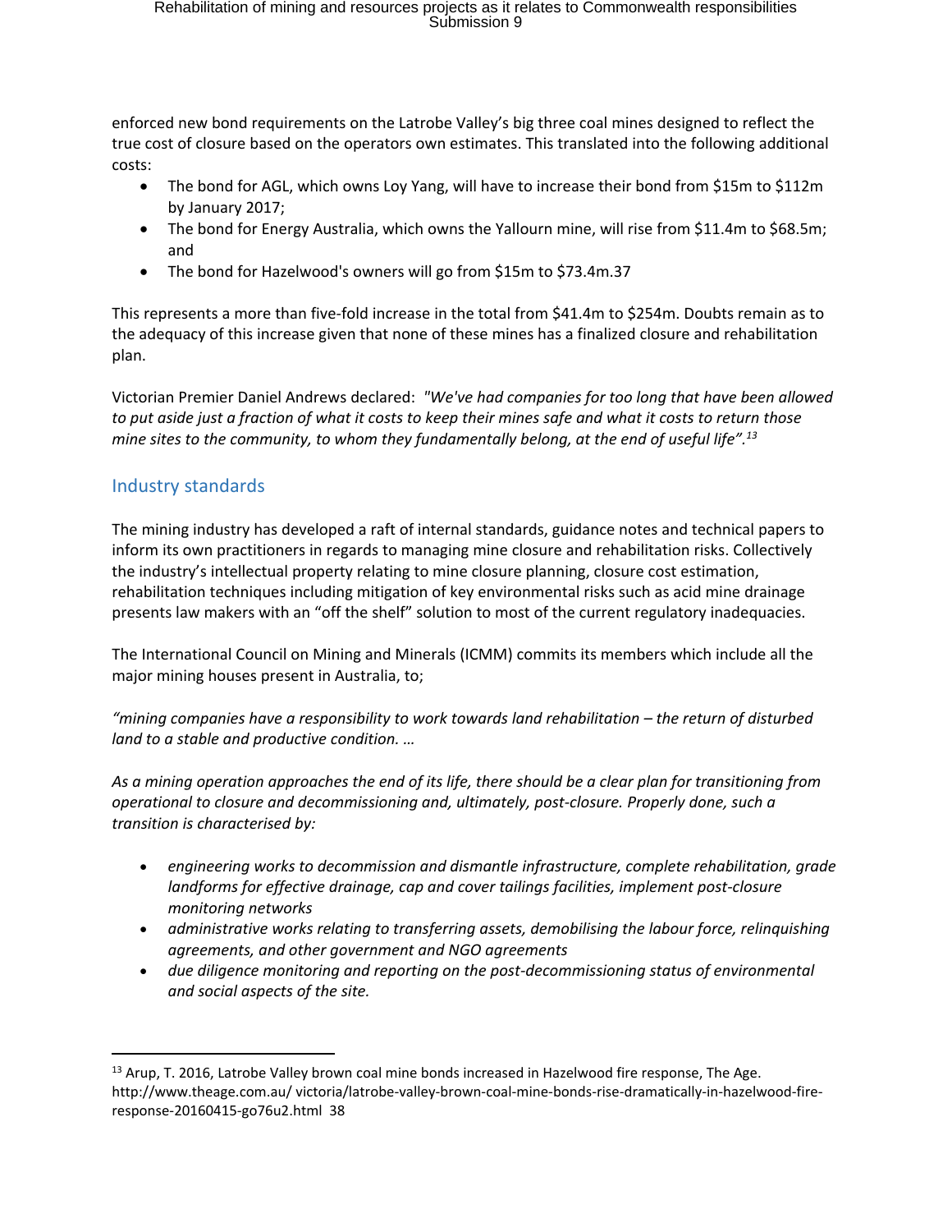enforced new bond requirements on the Latrobe Valley's big three coal mines designed to reflect the true cost of closure based on the operators own estimates. This translated into the following additional costs:

- The bond for AGL, which owns Loy Yang, will have to increase their bond from $15m to $112m by January 2017;
- The bond for Energy Australia, which owns the Yallourn mine, will rise from $11.4m to $68.5m; and
- The bond for Hazelwood's owners will go from $15m to $73.4m.37

This represents a more than five-fold increase in the total from $41.4m to $254m. Doubts remain as to the adequacy of this increase given that none of these mines has a finalized closure and rehabilitation plan.

Victorian Premier Daniel Andrews declared: *"We've had companies for too long that have been allowed to put aside just a fraction of what it costs to keep their mines safe and what it costs to return those mine sites to the community, to whom they fundamentally belong, at the end of useful life".*[13]

## Industry standards

The mining industry has developed a raft of internal standards, guidance notes and technical papers to inform its own practitioners in regards to managing mine closure and rehabilitation risks. Collectively the industry's intellectual property relating to mine closure planning, closure cost estimation, rehabilitation techniques including mitigation of key environmental risks such as acid mine drainage presents law makers with an "off the shelf" solution to most of the current regulatory inadequacies.

The International Council on Mining and Minerals (ICMM) commits its members which include all the major mining houses present in Australia, to;

*"mining companies have a responsibility to work towards land rehabilitation – the return of disturbed land to a stable and productive condition. …*

*As a mining operation approaches the end of its life, there should be a clear plan for transitioning from operational to closure and decommissioning and, ultimately, post-closure. Properly done, such a transition is characterised by:*

- *engineering works to decommission and dismantle infrastructure, complete rehabilitation, grade landforms for effective drainage, cap and cover tailings facilities, implement post-closure monitoring networks*
- *administrative works relating to transferring assets, demobilising the labour force, relinquishing agreements, and other government and NGO agreements*
- *due diligence monitoring and reporting on the post-decommissioning status of environmental and social aspects of the site.*

---

[13] Arup, T. 2016, Latrobe Valley brown coal mine bonds increased in Hazelwood fire response, The Age. http://www.theage.com.au/ victoria/latrobe-valley-brown-coal-mine-bonds-rise-dramatically-in-hazelwood-fire-response-20160415-go76u2.html 38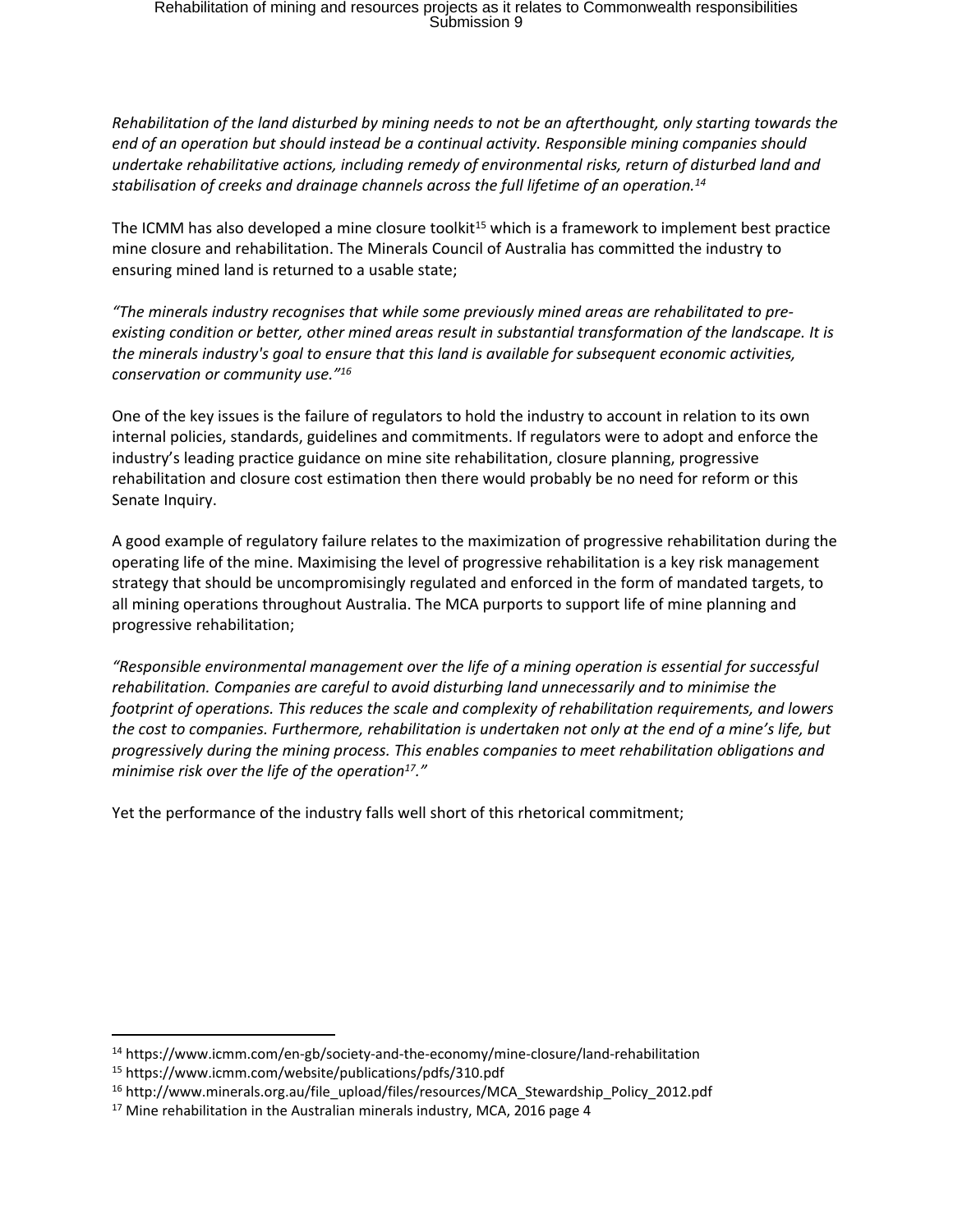*Rehabilitation of the land disturbed by mining needs to not be an afterthought, only starting towards the end of an operation but should instead be a continual activity. Responsible mining companies should undertake rehabilitative actions, including remedy of environmental risks, return of disturbed land and stabilisation of creeks and drainage channels across the full lifetime of an operation.*[14]

The ICMM has also developed a mine closure toolkit[15] which is a framework to implement best practice mine closure and rehabilitation. The Minerals Council of Australia has committed the industry to ensuring mined land is returned to a usable state;

*"The minerals industry recognises that while some previously mined areas are rehabilitated to pre-existing condition or better, other mined areas result in substantial transformation of the landscape. It is the minerals industry's goal to ensure that this land is available for subsequent economic activities, conservation or community use."*[16]

One of the key issues is the failure of regulators to hold the industry to account in relation to its own internal policies, standards, guidelines and commitments. If regulators were to adopt and enforce the industry's leading practice guidance on mine site rehabilitation, closure planning, progressive rehabilitation and closure cost estimation then there would probably be no need for reform or this Senate Inquiry.

A good example of regulatory failure relates to the maximization of progressive rehabilitation during the operating life of the mine. Maximising the level of progressive rehabilitation is a key risk management strategy that should be uncompromisingly regulated and enforced in the form of mandated targets, to all mining operations throughout Australia. The MCA purports to support life of mine planning and progressive rehabilitation;

*"Responsible environmental management over the life of a mining operation is essential for successful rehabilitation. Companies are careful to avoid disturbing land unnecessarily and to minimise the footprint of operations. This reduces the scale and complexity of rehabilitation requirements, and lowers the cost to companies. Furthermore, rehabilitation is undertaken not only at the end of a mine's life, but progressively during the mining process. This enables companies to meet rehabilitation obligations and minimise risk over the life of the operation*[17]*."*

Yet the performance of the industry falls well short of this rhetorical commitment;

---

[14] https://www.icmm.com/en-gb/society-and-the-economy/mine-closure/land-rehabilitation

[15] https://www.icmm.com/website/publications/pdfs/310.pdf

[16] http://www.minerals.org.au/file_upload/files/resources/MCA_Stewardship_Policy_2012.pdf

[17] Mine rehabilitation in the Australian minerals industry, MCA, 2016 page 4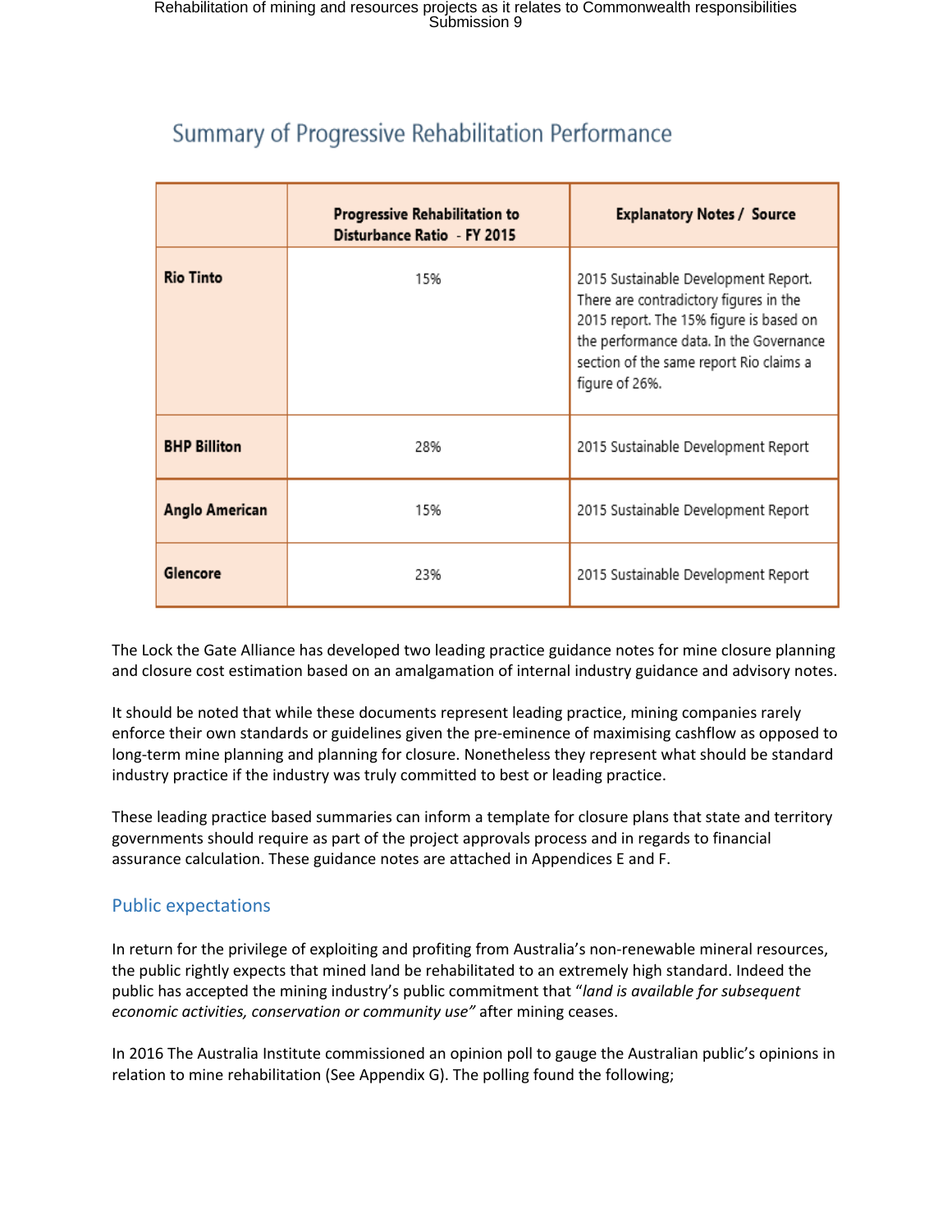## Summary of Progressive Rehabilitation Performance

| | Progressive Rehabilitation to Disturbance Ratio - FY 2015 | Explanatory Notes / Source |
|---|---|---|
| **Rio Tinto** | 15% | 2015 Sustainable Development Report. There are contradictory figures in the 2015 report. The 15% figure is based on the performance data. In the Governance section of the same report Rio claims a figure of 26%. |
| **BHP Billiton** | 28% | 2015 Sustainable Development Report |
| **Anglo American** | 15% | 2015 Sustainable Development Report |
| **Glencore** | 23% | 2015 Sustainable Development Report |

The Lock the Gate Alliance has developed two leading practice guidance notes for mine closure planning and closure cost estimation based on an amalgamation of internal industry guidance and advisory notes.

It should be noted that while these documents represent leading practice, mining companies rarely enforce their own standards or guidelines given the pre-eminence of maximising cashflow as opposed to long-term mine planning and planning for closure. Nonetheless they represent what should be standard industry practice if the industry was truly committed to best or leading practice.

These leading practice based summaries can inform a template for closure plans that state and territory governments should require as part of the project approvals process and in regards to financial assurance calculation. These guidance notes are attached in Appendices E and F.

### Public expectations

In return for the privilege of exploiting and profiting from Australia's non-renewable mineral resources, the public rightly expects that mined land be rehabilitated to an extremely high standard. Indeed the public has accepted the mining industry's public commitment that "*land is available for subsequent economic activities, conservation or community use"* after mining ceases.

In 2016 The Australia Institute commissioned an opinion poll to gauge the Australian public's opinions in relation to mine rehabilitation (See Appendix G). The polling found the following;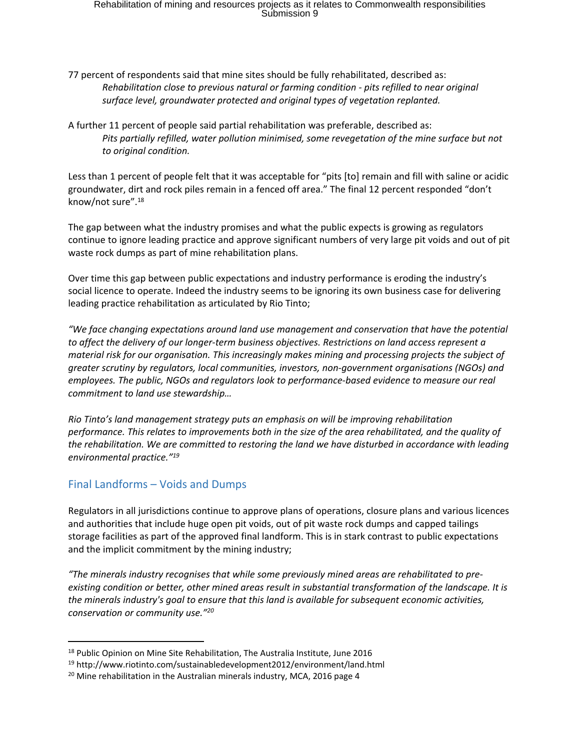77 percent of respondents said that mine sites should be fully rehabilitated, described as:

> *Rehabilitation close to previous natural or farming condition - pits refilled to near original surface level, groundwater protected and original types of vegetation replanted.*

A further 11 percent of people said partial rehabilitation was preferable, described as:

> *Pits partially refilled, water pollution minimised, some revegetation of the mine surface but not to original condition.*

Less than 1 percent of people felt that it was acceptable for "pits [to] remain and fill with saline or acidic groundwater, dirt and rock piles remain in a fenced off area." The final 12 percent responded "don't know/not sure".[18]

The gap between what the industry promises and what the public expects is growing as regulators continue to ignore leading practice and approve significant numbers of very large pit voids and out of pit waste rock dumps as part of mine rehabilitation plans.

Over time this gap between public expectations and industry performance is eroding the industry's social licence to operate. Indeed the industry seems to be ignoring its own business case for delivering leading practice rehabilitation as articulated by Rio Tinto;

*"We face changing expectations around land use management and conservation that have the potential to affect the delivery of our longer-term business objectives. Restrictions on land access represent a material risk for our organisation. This increasingly makes mining and processing projects the subject of greater scrutiny by regulators, local communities, investors, non-government organisations (NGOs) and employees. The public, NGOs and regulators look to performance-based evidence to measure our real commitment to land use stewardship…*

*Rio Tinto's land management strategy puts an emphasis on will be improving rehabilitation performance. This relates to improvements both in the size of the area rehabilitated, and the quality of the rehabilitation. We are committed to restoring the land we have disturbed in accordance with leading environmental practice."*[19]

## Final Landforms – Voids and Dumps

Regulators in all jurisdictions continue to approve plans of operations, closure plans and various licences and authorities that include huge open pit voids, out of pit waste rock dumps and capped tailings storage facilities as part of the approved final landform. This is in stark contrast to public expectations and the implicit commitment by the mining industry;

*"The minerals industry recognises that while some previously mined areas are rehabilitated to pre-existing condition or better, other mined areas result in substantial transformation of the landscape. It is the minerals industry's goal to ensure that this land is available for subsequent economic activities, conservation or community use."*[20]

---

[18] Public Opinion on Mine Site Rehabilitation, The Australia Institute, June 2016

[19] http://www.riotinto.com/sustainabledevelopment2012/environment/land.html

[20] Mine rehabilitation in the Australian minerals industry, MCA, 2016 page 4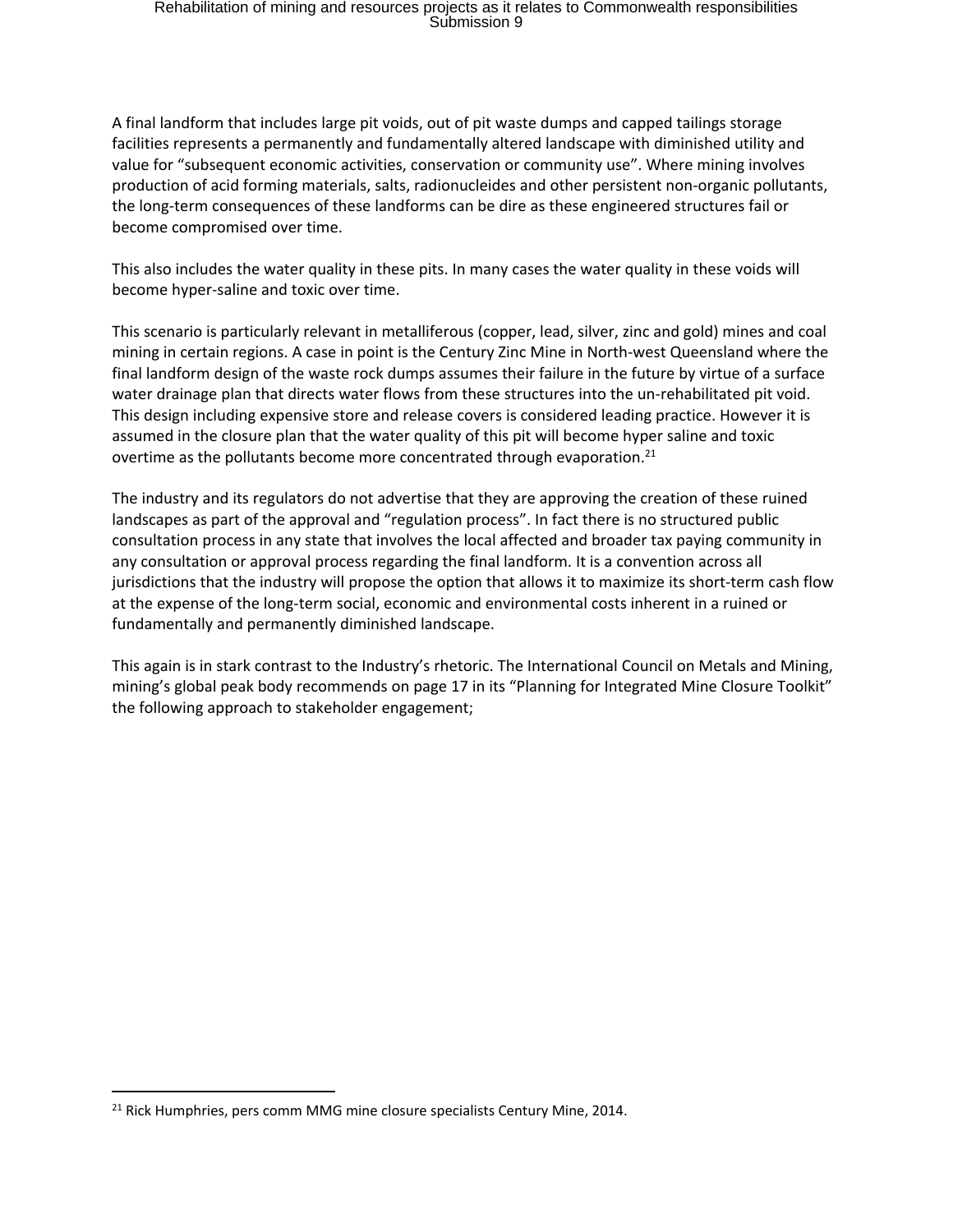A final landform that includes large pit voids, out of pit waste dumps and capped tailings storage facilities represents a permanently and fundamentally altered landscape with diminished utility and value for "subsequent economic activities, conservation or community use". Where mining involves production of acid forming materials, salts, radionucleides and other persistent non-organic pollutants, the long-term consequences of these landforms can be dire as these engineered structures fail or become compromised over time.

This also includes the water quality in these pits. In many cases the water quality in these voids will become hyper-saline and toxic over time.

This scenario is particularly relevant in metalliferous (copper, lead, silver, zinc and gold) mines and coal mining in certain regions. A case in point is the Century Zinc Mine in North-west Queensland where the final landform design of the waste rock dumps assumes their failure in the future by virtue of a surface water drainage plan that directs water flows from these structures into the un-rehabilitated pit void. This design including expensive store and release covers is considered leading practice. However it is assumed in the closure plan that the water quality of this pit will become hyper saline and toxic overtime as the pollutants become more concentrated through evaporation.[21]

The industry and its regulators do not advertise that they are approving the creation of these ruined landscapes as part of the approval and "regulation process". In fact there is no structured public consultation process in any state that involves the local affected and broader tax paying community in any consultation or approval process regarding the final landform. It is a convention across all jurisdictions that the industry will propose the option that allows it to maximize its short-term cash flow at the expense of the long-term social, economic and environmental costs inherent in a ruined or fundamentally and permanently diminished landscape.

This again is in stark contrast to the Industry's rhetoric. The International Council on Metals and Mining, mining's global peak body recommends on page 17 in its "Planning for Integrated Mine Closure Toolkit" the following approach to stakeholder engagement;

[21] Rick Humphries, pers comm MMG mine closure specialists Century Mine, 2014.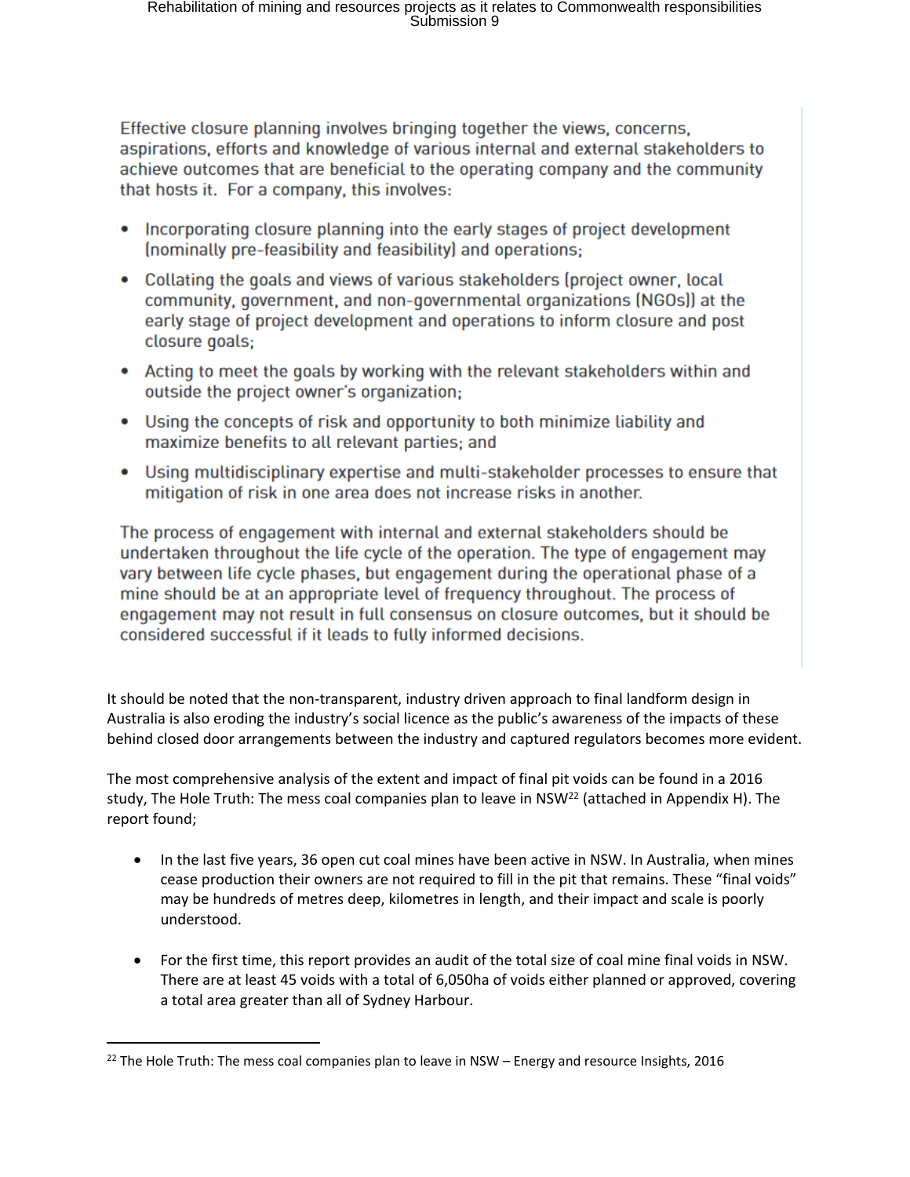> Effective closure planning involves bringing together the views, concerns, aspirations, efforts and knowledge of various internal and external stakeholders to achieve outcomes that are beneficial to the operating company and the community that hosts it. For a company, this involves:
>
> - Incorporating closure planning into the early stages of project development (nominally pre-feasibility and feasibility) and operations;
> - Collating the goals and views of various stakeholders (project owner, local community, government, and non-governmental organizations (NGOs)) at the early stage of project development and operations to inform closure and post closure goals;
> - Acting to meet the goals by working with the relevant stakeholders within and outside the project owner's organization;
> - Using the concepts of risk and opportunity to both minimize liability and maximize benefits to all relevant parties; and
> - Using multidisciplinary expertise and multi-stakeholder processes to ensure that mitigation of risk in one area does not increase risks in another.
>
> The process of engagement with internal and external stakeholders should be undertaken throughout the life cycle of the operation. The type of engagement may vary between life cycle phases, but engagement during the operational phase of a mine should be at an appropriate level of frequency throughout. The process of engagement may not result in full consensus on closure outcomes, but it should be considered successful if it leads to fully informed decisions.

It should be noted that the non-transparent, industry driven approach to final landform design in Australia is also eroding the industry's social licence as the public's awareness of the impacts of these behind closed door arrangements between the industry and captured regulators becomes more evident.

The most comprehensive analysis of the extent and impact of final pit voids can be found in a 2016 study, The Hole Truth: The mess coal companies plan to leave in NSW[22] (attached in Appendix H). The report found;

- In the last five years, 36 open cut coal mines have been active in NSW. In Australia, when mines cease production their owners are not required to fill in the pit that remains. These "final voids" may be hundreds of metres deep, kilometres in length, and their impact and scale is poorly understood.
- For the first time, this report provides an audit of the total size of coal mine final voids in NSW. There are at least 45 voids with a total of 6,050ha of voids either planned or approved, covering a total area greater than all of Sydney Harbour.

[22] The Hole Truth: The mess coal companies plan to leave in NSW – Energy and resource Insights, 2016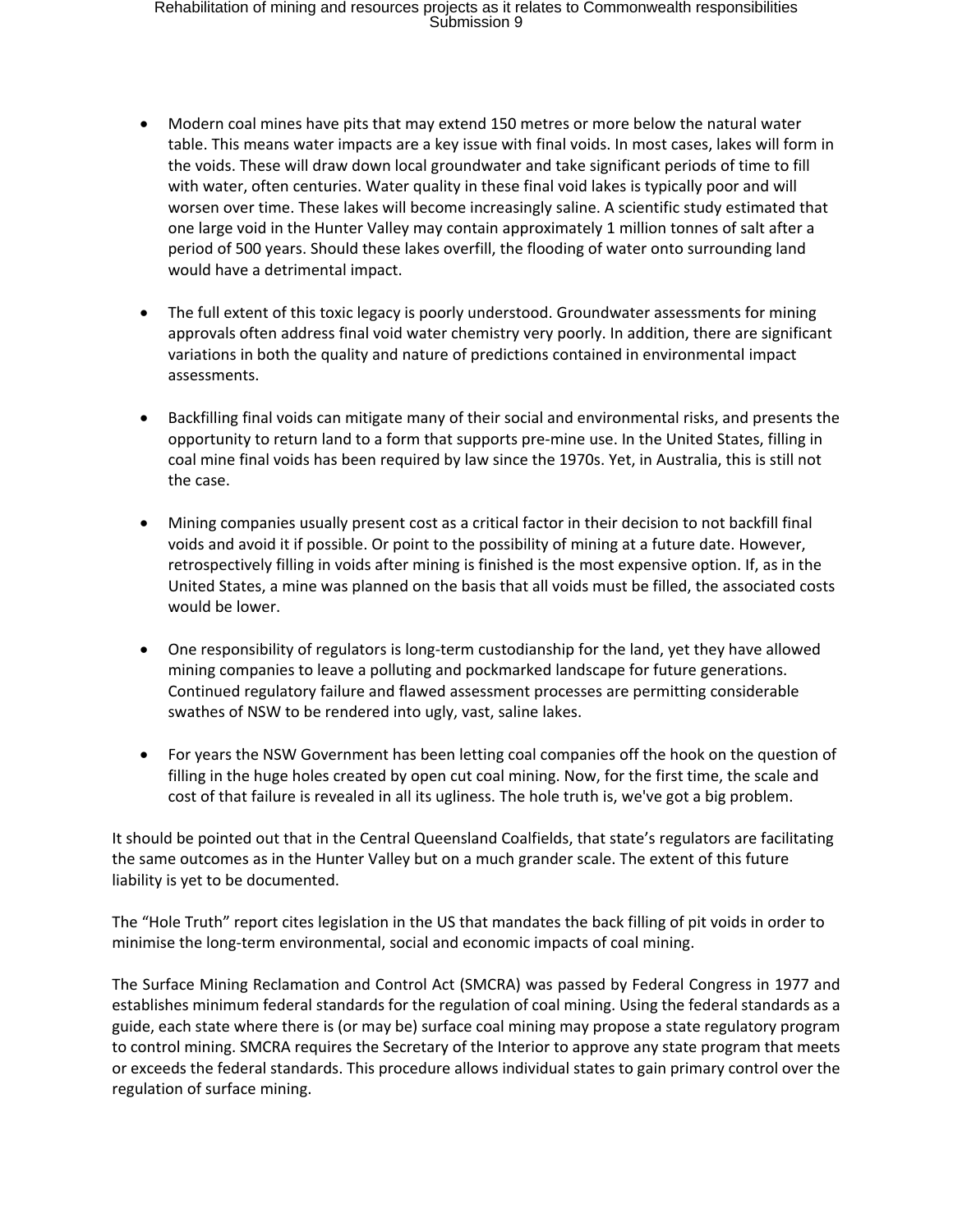- Modern coal mines have pits that may extend 150 metres or more below the natural water table. This means water impacts are a key issue with final voids. In most cases, lakes will form in the voids. These will draw down local groundwater and take significant periods of time to fill with water, often centuries. Water quality in these final void lakes is typically poor and will worsen over time. These lakes will become increasingly saline. A scientific study estimated that one large void in the Hunter Valley may contain approximately 1 million tonnes of salt after a period of 500 years. Should these lakes overfill, the flooding of water onto surrounding land would have a detrimental impact.

- The full extent of this toxic legacy is poorly understood. Groundwater assessments for mining approvals often address final void water chemistry very poorly. In addition, there are significant variations in both the quality and nature of predictions contained in environmental impact assessments.

- Backfilling final voids can mitigate many of their social and environmental risks, and presents the opportunity to return land to a form that supports pre-mine use. In the United States, filling in coal mine final voids has been required by law since the 1970s. Yet, in Australia, this is still not the case.

- Mining companies usually present cost as a critical factor in their decision to not backfill final voids and avoid it if possible. Or point to the possibility of mining at a future date. However, retrospectively filling in voids after mining is finished is the most expensive option. If, as in the United States, a mine was planned on the basis that all voids must be filled, the associated costs would be lower.

- One responsibility of regulators is long-term custodianship for the land, yet they have allowed mining companies to leave a polluting and pockmarked landscape for future generations. Continued regulatory failure and flawed assessment processes are permitting considerable swathes of NSW to be rendered into ugly, vast, saline lakes.

- For years the NSW Government has been letting coal companies off the hook on the question of filling in the huge holes created by open cut coal mining. Now, for the first time, the scale and cost of that failure is revealed in all its ugliness. The hole truth is, we've got a big problem.

It should be pointed out that in the Central Queensland Coalfields, that state's regulators are facilitating the same outcomes as in the Hunter Valley but on a much grander scale. The extent of this future liability is yet to be documented.

The "Hole Truth" report cites legislation in the US that mandates the back filling of pit voids in order to minimise the long-term environmental, social and economic impacts of coal mining.

The Surface Mining Reclamation and Control Act (SMCRA) was passed by Federal Congress in 1977 and establishes minimum federal standards for the regulation of coal mining. Using the federal standards as a guide, each state where there is (or may be) surface coal mining may propose a state regulatory program to control mining. SMCRA requires the Secretary of the Interior to approve any state program that meets or exceeds the federal standards. This procedure allows individual states to gain primary control over the regulation of surface mining.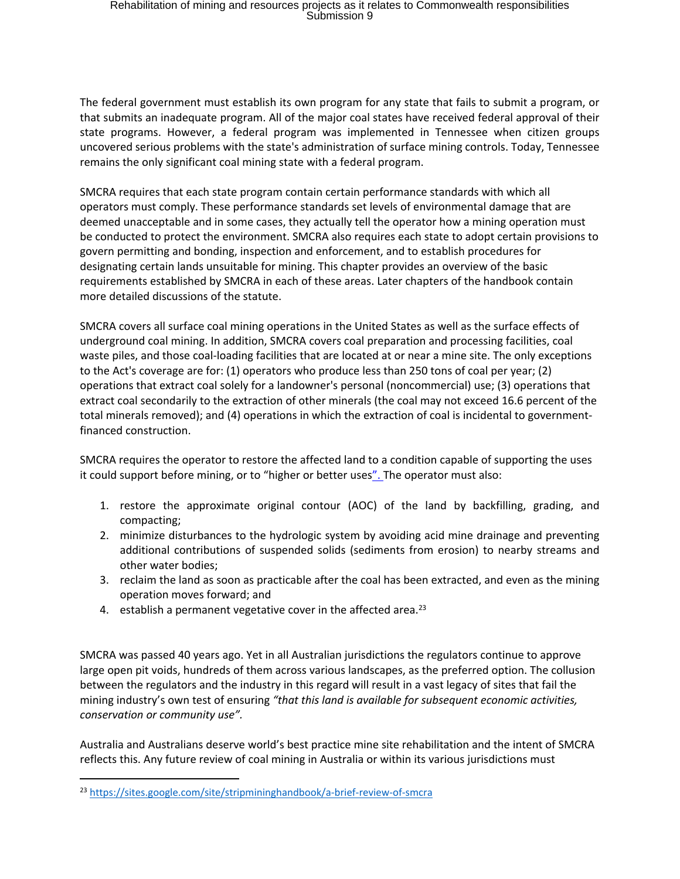The federal government must establish its own program for any state that fails to submit a program, or that submits an inadequate program. All of the major coal states have received federal approval of their state programs. However, a federal program was implemented in Tennessee when citizen groups uncovered serious problems with the state's administration of surface mining controls. Today, Tennessee remains the only significant coal mining state with a federal program.

SMCRA requires that each state program contain certain performance standards with which all operators must comply. These performance standards set levels of environmental damage that are deemed unacceptable and in some cases, they actually tell the operator how a mining operation must be conducted to protect the environment. SMCRA also requires each state to adopt certain provisions to govern permitting and bonding, inspection and enforcement, and to establish procedures for designating certain lands unsuitable for mining. This chapter provides an overview of the basic requirements established by SMCRA in each of these areas. Later chapters of the handbook contain more detailed discussions of the statute.

SMCRA covers all surface coal mining operations in the United States as well as the surface effects of underground coal mining. In addition, SMCRA covers coal preparation and processing facilities, coal waste piles, and those coal-loading facilities that are located at or near a mine site. The only exceptions to the Act's coverage are for: (1) operators who produce less than 250 tons of coal per year; (2) operations that extract coal solely for a landowner's personal (noncommercial) use; (3) operations that extract coal secondarily to the extraction of other minerals (the coal may not exceed 16.6 percent of the total minerals removed); and (4) operations in which the extraction of coal is incidental to government-financed construction.

SMCRA requires the operator to restore the affected land to a condition capable of supporting the uses it could support before mining, or to "higher or better uses". The operator must also:

1. restore the approximate original contour (AOC) of the land by backfilling, grading, and compacting;
2. minimize disturbances to the hydrologic system by avoiding acid mine drainage and preventing additional contributions of suspended solids (sediments from erosion) to nearby streams and other water bodies;
3. reclaim the land as soon as practicable after the coal has been extracted, and even as the mining operation moves forward; and
4. establish a permanent vegetative cover in the affected area.[23]

SMCRA was passed 40 years ago. Yet in all Australian jurisdictions the regulators continue to approve large open pit voids, hundreds of them across various landscapes, as the preferred option. The collusion between the regulators and the industry in this regard will result in a vast legacy of sites that fail the mining industry's own test of ensuring *"that this land is available for subsequent economic activities, conservation or community use"*.

Australia and Australians deserve world's best practice mine site rehabilitation and the intent of SMCRA reflects this. Any future review of coal mining in Australia or within its various jurisdictions must

---

[23] https://sites.google.com/site/stripmininghandbook/a-brief-review-of-smcra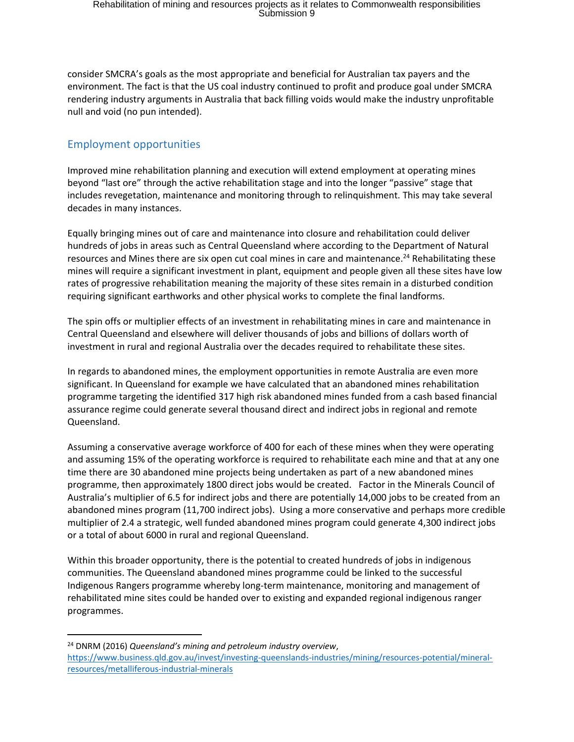consider SMCRA's goals as the most appropriate and beneficial for Australian tax payers and the environment. The fact is that the US coal industry continued to profit and produce goal under SMCRA rendering industry arguments in Australia that back filling voids would make the industry unprofitable null and void (no pun intended).

## Employment opportunities

Improved mine rehabilitation planning and execution will extend employment at operating mines beyond "last ore" through the active rehabilitation stage and into the longer "passive" stage that includes revegetation, maintenance and monitoring through to relinquishment. This may take several decades in many instances.

Equally bringing mines out of care and maintenance into closure and rehabilitation could deliver hundreds of jobs in areas such as Central Queensland where according to the Department of Natural resources and Mines there are six open cut coal mines in care and maintenance.[24] Rehabilitating these mines will require a significant investment in plant, equipment and people given all these sites have low rates of progressive rehabilitation meaning the majority of these sites remain in a disturbed condition requiring significant earthworks and other physical works to complete the final landforms.

The spin offs or multiplier effects of an investment in rehabilitating mines in care and maintenance in Central Queensland and elsewhere will deliver thousands of jobs and billions of dollars worth of investment in rural and regional Australia over the decades required to rehabilitate these sites.

In regards to abandoned mines, the employment opportunities in remote Australia are even more significant. In Queensland for example we have calculated that an abandoned mines rehabilitation programme targeting the identified 317 high risk abandoned mines funded from a cash based financial assurance regime could generate several thousand direct and indirect jobs in regional and remote Queensland.

Assuming a conservative average workforce of 400 for each of these mines when they were operating and assuming 15% of the operating workforce is required to rehabilitate each mine and that at any one time there are 30 abandoned mine projects being undertaken as part of a new abandoned mines programme, then approximately 1800 direct jobs would be created. Factor in the Minerals Council of Australia's multiplier of 6.5 for indirect jobs and there are potentially 14,000 jobs to be created from an abandoned mines program (11,700 indirect jobs). Using a more conservative and perhaps more credible multiplier of 2.4 a strategic, well funded abandoned mines program could generate 4,300 indirect jobs or a total of about 6000 in rural and regional Queensland.

Within this broader opportunity, there is the potential to created hundreds of jobs in indigenous communities. The Queensland abandoned mines programme could be linked to the successful Indigenous Rangers programme whereby long-term maintenance, monitoring and management of rehabilitated mine sites could be handed over to existing and expanded regional indigenous ranger programmes.

---

[24] DNRM (2016) *Queensland's mining and petroleum industry overview*, https://www.business.qld.gov.au/invest/investing-queenslands-industries/mining/resources-potential/mineral-resources/metalliferous-industrial-minerals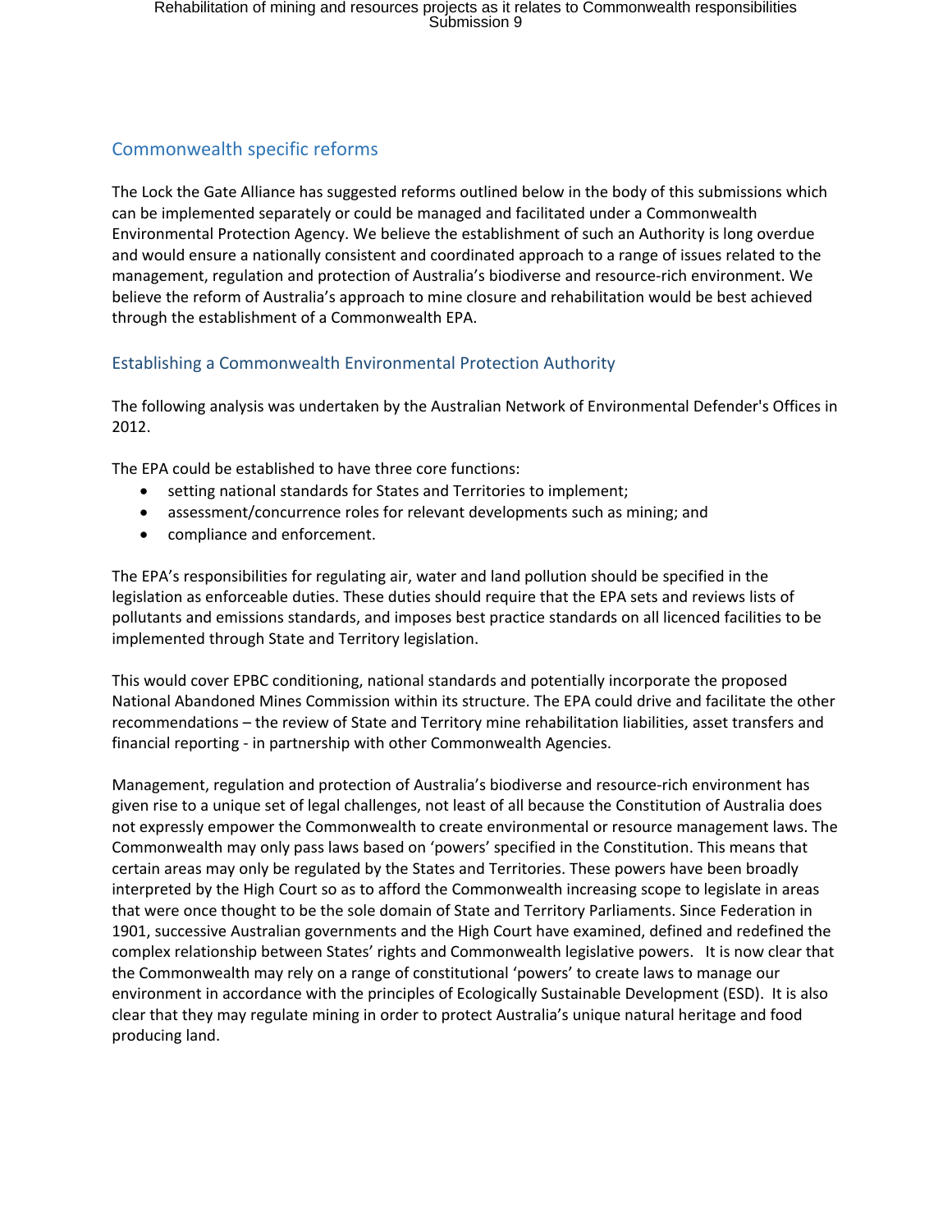## Commonwealth specific reforms

The Lock the Gate Alliance has suggested reforms outlined below in the body of this submissions which can be implemented separately or could be managed and facilitated under a Commonwealth Environmental Protection Agency. We believe the establishment of such an Authority is long overdue and would ensure a nationally consistent and coordinated approach to a range of issues related to the management, regulation and protection of Australia's biodiverse and resource-rich environment. We believe the reform of Australia's approach to mine closure and rehabilitation would be best achieved through the establishment of a Commonwealth EPA.

### Establishing a Commonwealth Environmental Protection Authority

The following analysis was undertaken by the Australian Network of Environmental Defender's Offices in 2012.

The EPA could be established to have three core functions:

- setting national standards for States and Territories to implement;
- assessment/concurrence roles for relevant developments such as mining; and
- compliance and enforcement.

The EPA's responsibilities for regulating air, water and land pollution should be specified in the legislation as enforceable duties. These duties should require that the EPA sets and reviews lists of pollutants and emissions standards, and imposes best practice standards on all licenced facilities to be implemented through State and Territory legislation.

This would cover EPBC conditioning, national standards and potentially incorporate the proposed National Abandoned Mines Commission within its structure. The EPA could drive and facilitate the other recommendations – the review of State and Territory mine rehabilitation liabilities, asset transfers and financial reporting - in partnership with other Commonwealth Agencies.

Management, regulation and protection of Australia's biodiverse and resource-rich environment has given rise to a unique set of legal challenges, not least of all because the Constitution of Australia does not expressly empower the Commonwealth to create environmental or resource management laws. The Commonwealth may only pass laws based on 'powers' specified in the Constitution. This means that certain areas may only be regulated by the States and Territories. These powers have been broadly interpreted by the High Court so as to afford the Commonwealth increasing scope to legislate in areas that were once thought to be the sole domain of State and Territory Parliaments. Since Federation in 1901, successive Australian governments and the High Court have examined, defined and redefined the complex relationship between States' rights and Commonwealth legislative powers. It is now clear that the Commonwealth may rely on a range of constitutional 'powers' to create laws to manage our environment in accordance with the principles of Ecologically Sustainable Development (ESD). It is also clear that they may regulate mining in order to protect Australia's unique natural heritage and food producing land.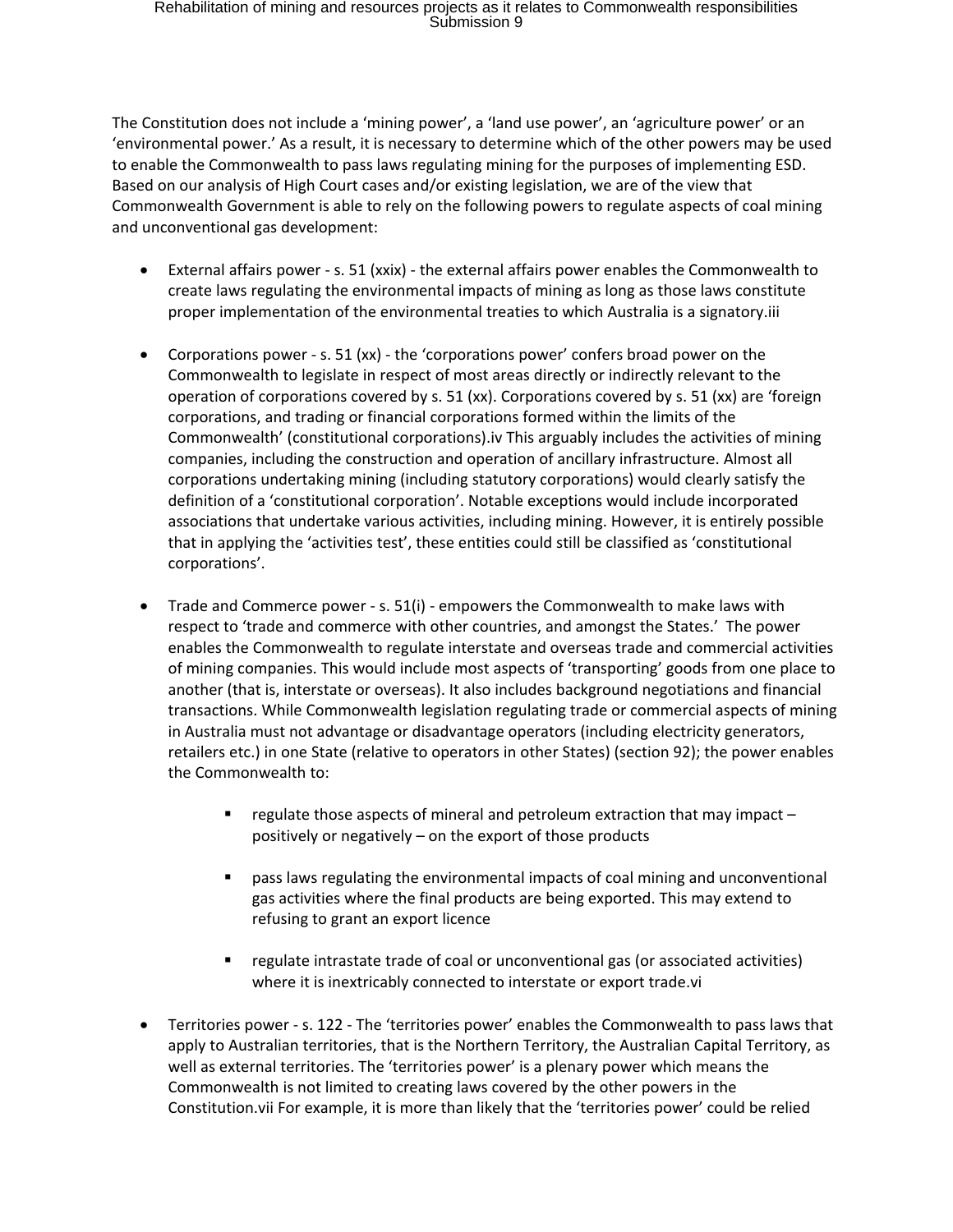The Constitution does not include a 'mining power', a 'land use power', an 'agriculture power' or an 'environmental power.' As a result, it is necessary to determine which of the other powers may be used to enable the Commonwealth to pass laws regulating mining for the purposes of implementing ESD. Based on our analysis of High Court cases and/or existing legislation, we are of the view that Commonwealth Government is able to rely on the following powers to regulate aspects of coal mining and unconventional gas development:

- External affairs power - s. 51 (xxix) - the external affairs power enables the Commonwealth to create laws regulating the environmental impacts of mining as long as those laws constitute proper implementation of the environmental treaties to which Australia is a signatory.[iii]

- Corporations power - s. 51 (xx) - the 'corporations power' confers broad power on the Commonwealth to legislate in respect of most areas directly or indirectly relevant to the operation of corporations covered by s. 51 (xx). Corporations covered by s. 51 (xx) are 'foreign corporations, and trading or financial corporations formed within the limits of the Commonwealth' (constitutional corporations).[iv] This arguably includes the activities of mining companies, including the construction and operation of ancillary infrastructure. Almost all corporations undertaking mining (including statutory corporations) would clearly satisfy the definition of a 'constitutional corporation'. Notable exceptions would include incorporated associations that undertake various activities, including mining. However, it is entirely possible that in applying the 'activities test', these entities could still be classified as 'constitutional corporations'.

- Trade and Commerce power - s. 51(i) - empowers the Commonwealth to make laws with respect to 'trade and commerce with other countries, and amongst the States.' The power enables the Commonwealth to regulate interstate and overseas trade and commercial activities of mining companies. This would include most aspects of 'transporting' goods from one place to another (that is, interstate or overseas). It also includes background negotiations and financial transactions. While Commonwealth legislation regulating trade or commercial aspects of mining in Australia must not advantage or disadvantage operators (including electricity generators, retailers etc.) in one State (relative to operators in other States) (section 92); the power enables the Commonwealth to:
  - regulate those aspects of mineral and petroleum extraction that may impact – positively or negatively – on the export of those products
  - pass laws regulating the environmental impacts of coal mining and unconventional gas activities where the final products are being exported. This may extend to refusing to grant an export licence
  - regulate intrastate trade of coal or unconventional gas (or associated activities) where it is inextricably connected to interstate or export trade.[vi]

- Territories power - s. 122 - The 'territories power' enables the Commonwealth to pass laws that apply to Australian territories, that is the Northern Territory, the Australian Capital Territory, as well as external territories. The 'territories power' is a plenary power which means the Commonwealth is not limited to creating laws covered by the other powers in the Constitution.[vii] For example, it is more than likely that the 'territories power' could be relied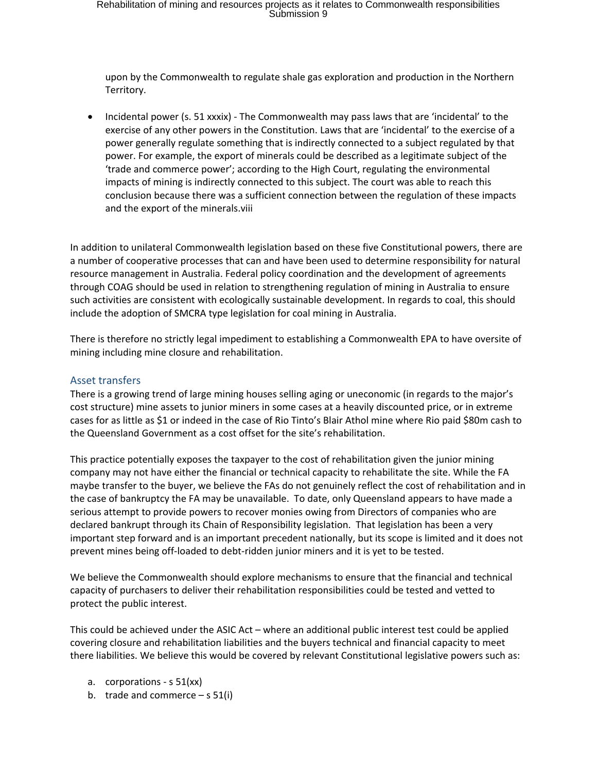upon by the Commonwealth to regulate shale gas exploration and production in the Northern Territory.

- Incidental power (s. 51 xxxix) - The Commonwealth may pass laws that are 'incidental' to the exercise of any other powers in the Constitution. Laws that are 'incidental' to the exercise of a power generally regulate something that is indirectly connected to a subject regulated by that power. For example, the export of minerals could be described as a legitimate subject of the 'trade and commerce power'; according to the High Court, regulating the environmental impacts of mining is indirectly connected to this subject. The court was able to reach this conclusion because there was a sufficient connection between the regulation of these impacts and the export of the minerals.[viii]

In addition to unilateral Commonwealth legislation based on these five Constitutional powers, there are a number of cooperative processes that can and have been used to determine responsibility for natural resource management in Australia. Federal policy coordination and the development of agreements through COAG should be used in relation to strengthening regulation of mining in Australia to ensure such activities are consistent with ecologically sustainable development. In regards to coal, this should include the adoption of SMCRA type legislation for coal mining in Australia.

There is therefore no strictly legal impediment to establishing a Commonwealth EPA to have oversite of mining including mine closure and rehabilitation.

## Asset transfers

There is a growing trend of large mining houses selling aging or uneconomic (in regards to the major's cost structure) mine assets to junior miners in some cases at a heavily discounted price, or in extreme cases for as little as $1 or indeed in the case of Rio Tinto's Blair Athol mine where Rio paid $80m cash to the Queensland Government as a cost offset for the site's rehabilitation.

This practice potentially exposes the taxpayer to the cost of rehabilitation given the junior mining company may not have either the financial or technical capacity to rehabilitate the site. While the FA maybe transfer to the buyer, we believe the FAs do not genuinely reflect the cost of rehabilitation and in the case of bankruptcy the FA may be unavailable. To date, only Queensland appears to have made a serious attempt to provide powers to recover monies owing from Directors of companies who are declared bankrupt through its Chain of Responsibility legislation. That legislation has been a very important step forward and is an important precedent nationally, but its scope is limited and it does not prevent mines being off-loaded to debt-ridden junior miners and it is yet to be tested.

We believe the Commonwealth should explore mechanisms to ensure that the financial and technical capacity of purchasers to deliver their rehabilitation responsibilities could be tested and vetted to protect the public interest.

This could be achieved under the ASIC Act – where an additional public interest test could be applied covering closure and rehabilitation liabilities and the buyers technical and financial capacity to meet there liabilities. We believe this would be covered by relevant Constitutional legislative powers such as:

a. corporations - s 51(xx)
b. trade and commerce – s 51(i)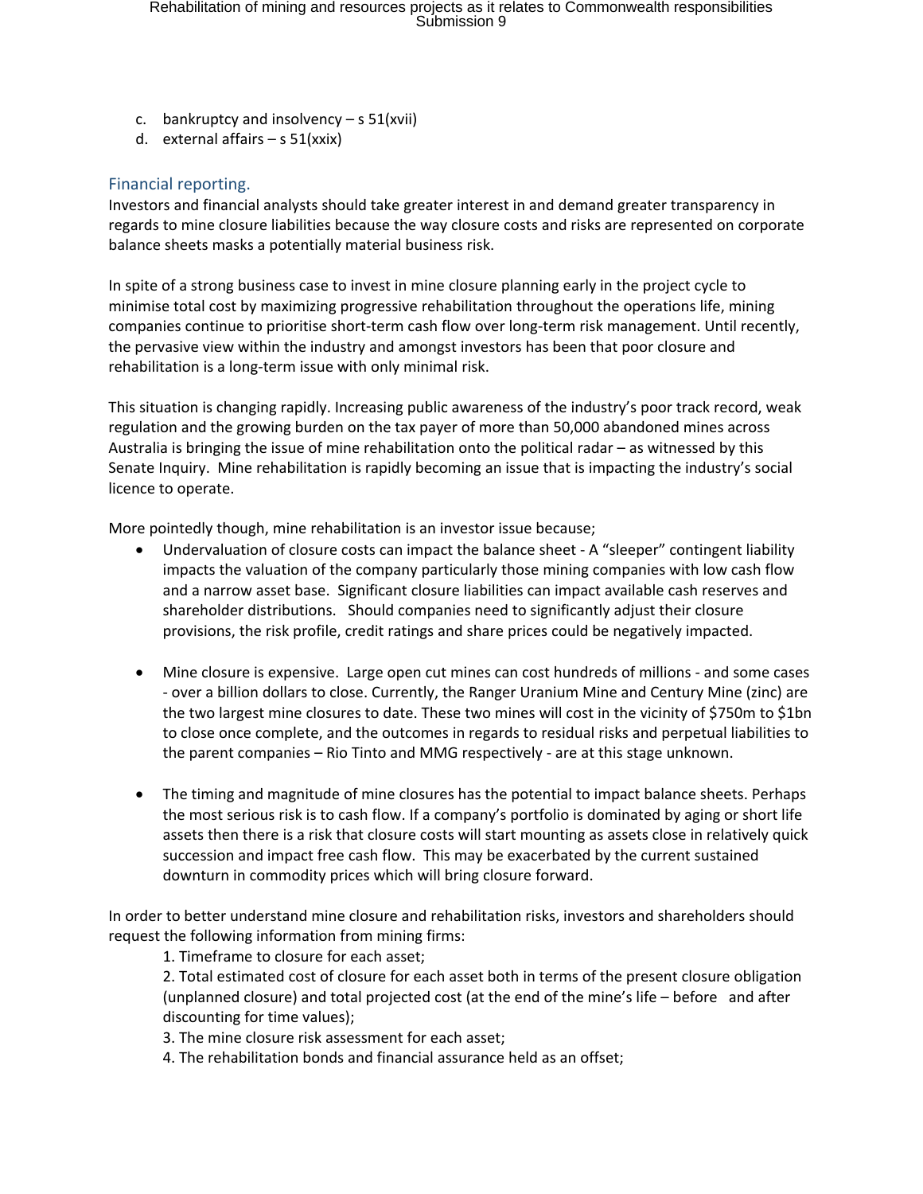c. bankruptcy and insolvency – s 51(xvii)
d. external affairs – s 51(xxix)

## Financial reporting.

Investors and financial analysts should take greater interest in and demand greater transparency in regards to mine closure liabilities because the way closure costs and risks are represented on corporate balance sheets masks a potentially material business risk.

In spite of a strong business case to invest in mine closure planning early in the project cycle to minimise total cost by maximizing progressive rehabilitation throughout the operations life, mining companies continue to prioritise short-term cash flow over long-term risk management. Until recently, the pervasive view within the industry and amongst investors has been that poor closure and rehabilitation is a long-term issue with only minimal risk.

This situation is changing rapidly. Increasing public awareness of the industry's poor track record, weak regulation and the growing burden on the tax payer of more than 50,000 abandoned mines across Australia is bringing the issue of mine rehabilitation onto the political radar – as witnessed by this Senate Inquiry. Mine rehabilitation is rapidly becoming an issue that is impacting the industry's social licence to operate.

More pointedly though, mine rehabilitation is an investor issue because;

- Undervaluation of closure costs can impact the balance sheet - A "sleeper" contingent liability impacts the valuation of the company particularly those mining companies with low cash flow and a narrow asset base. Significant closure liabilities can impact available cash reserves and shareholder distributions. Should companies need to significantly adjust their closure provisions, the risk profile, credit ratings and share prices could be negatively impacted.

- Mine closure is expensive. Large open cut mines can cost hundreds of millions - and some cases - over a billion dollars to close. Currently, the Ranger Uranium Mine and Century Mine (zinc) are the two largest mine closures to date. These two mines will cost in the vicinity of $750m to $1bn to close once complete, and the outcomes in regards to residual risks and perpetual liabilities to the parent companies – Rio Tinto and MMG respectively - are at this stage unknown.

- The timing and magnitude of mine closures has the potential to impact balance sheets. Perhaps the most serious risk is to cash flow. If a company's portfolio is dominated by aging or short life assets then there is a risk that closure costs will start mounting as assets close in relatively quick succession and impact free cash flow. This may be exacerbated by the current sustained downturn in commodity prices which will bring closure forward.

In order to better understand mine closure and rehabilitation risks, investors and shareholders should request the following information from mining firms:

1. Timeframe to closure for each asset;
2. Total estimated cost of closure for each asset both in terms of the present closure obligation (unplanned closure) and total projected cost (at the end of the mine's life – before and after discounting for time values);
3. The mine closure risk assessment for each asset;
4. The rehabilitation bonds and financial assurance held as an offset;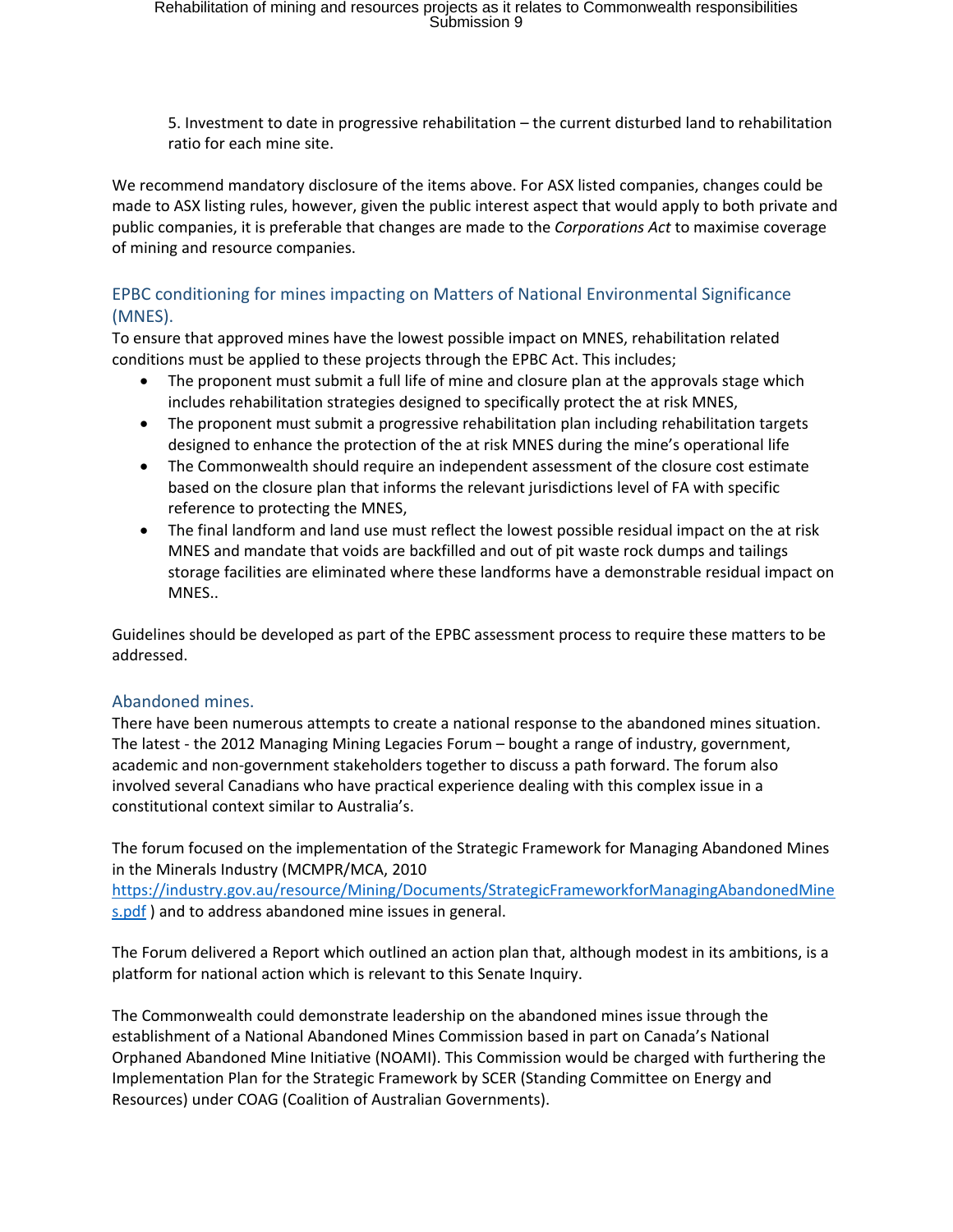5. Investment to date in progressive rehabilitation – the current disturbed land to rehabilitation ratio for each mine site.

We recommend mandatory disclosure of the items above. For ASX listed companies, changes could be made to ASX listing rules, however, given the public interest aspect that would apply to both private and public companies, it is preferable that changes are made to the *Corporations Act* to maximise coverage of mining and resource companies.

## EPBC conditioning for mines impacting on Matters of National Environmental Significance (MNES).

To ensure that approved mines have the lowest possible impact on MNES, rehabilitation related conditions must be applied to these projects through the EPBC Act. This includes;

- The proponent must submit a full life of mine and closure plan at the approvals stage which includes rehabilitation strategies designed to specifically protect the at risk MNES,
- The proponent must submit a progressive rehabilitation plan including rehabilitation targets designed to enhance the protection of the at risk MNES during the mine's operational life
- The Commonwealth should require an independent assessment of the closure cost estimate based on the closure plan that informs the relevant jurisdictions level of FA with specific reference to protecting the MNES,
- The final landform and land use must reflect the lowest possible residual impact on the at risk MNES and mandate that voids are backfilled and out of pit waste rock dumps and tailings storage facilities are eliminated where these landforms have a demonstrable residual impact on MNES..

Guidelines should be developed as part of the EPBC assessment process to require these matters to be addressed.

## Abandoned mines.

There have been numerous attempts to create a national response to the abandoned mines situation. The latest - the 2012 Managing Mining Legacies Forum – bought a range of industry, government, academic and non-government stakeholders together to discuss a path forward. The forum also involved several Canadians who have practical experience dealing with this complex issue in a constitutional context similar to Australia's.

The forum focused on the implementation of the Strategic Framework for Managing Abandoned Mines in the Minerals Industry (MCMPR/MCA, 2010 https://industry.gov.au/resource/Mining/Documents/StrategicFrameworkforManagingAbandonedMines.pdf ) and to address abandoned mine issues in general.

The Forum delivered a Report which outlined an action plan that, although modest in its ambitions, is a platform for national action which is relevant to this Senate Inquiry.

The Commonwealth could demonstrate leadership on the abandoned mines issue through the establishment of a National Abandoned Mines Commission based in part on Canada's National Orphaned Abandoned Mine Initiative (NOAMI). This Commission would be charged with furthering the Implementation Plan for the Strategic Framework by SCER (Standing Committee on Energy and Resources) under COAG (Coalition of Australian Governments).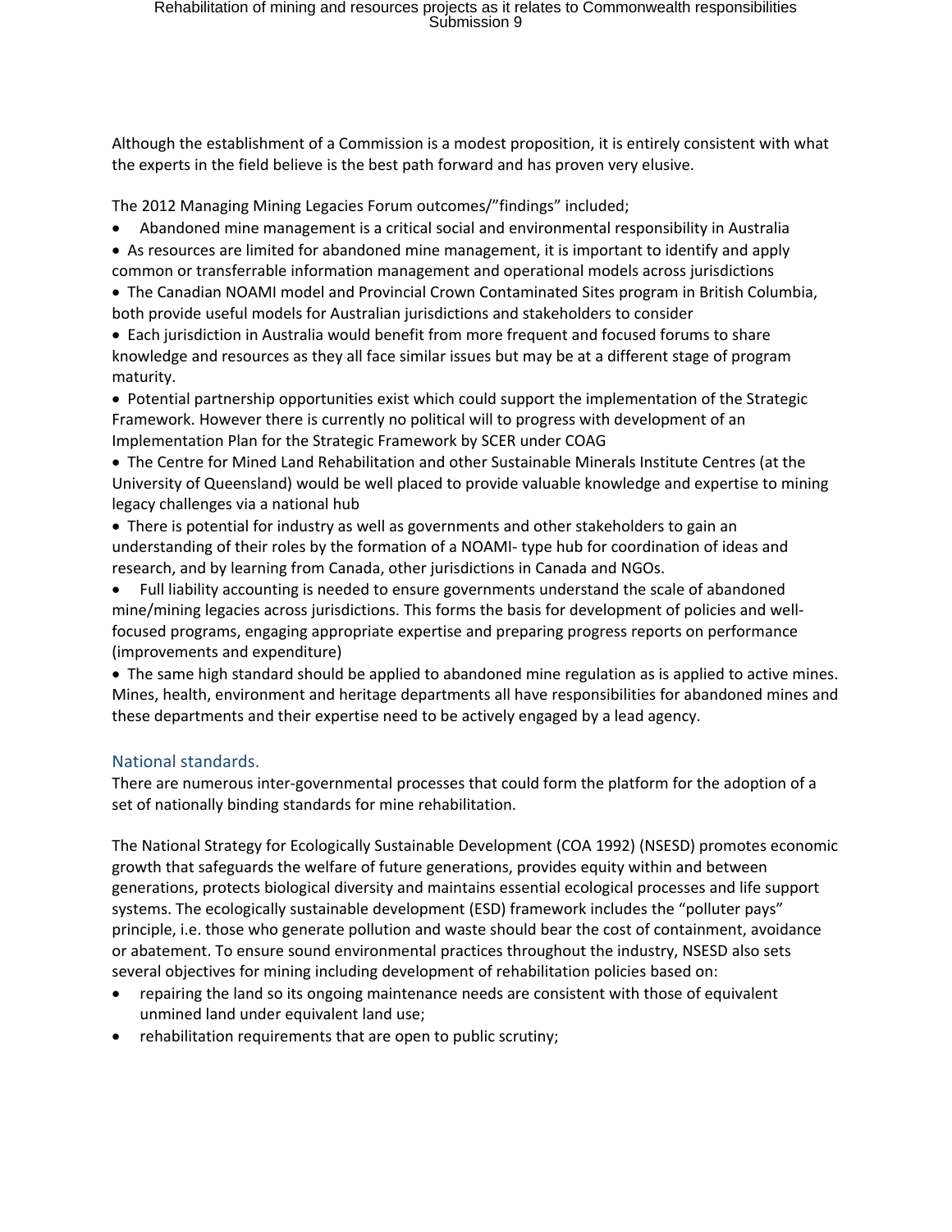Although the establishment of a Commission is a modest proposition, it is entirely consistent with what the experts in the field believe is the best path forward and has proven very elusive.

The 2012 Managing Mining Legacies Forum outcomes/"findings" included;

- Abandoned mine management is a critical social and environmental responsibility in Australia
- As resources are limited for abandoned mine management, it is important to identify and apply common or transferrable information management and operational models across jurisdictions
- The Canadian NOAMI model and Provincial Crown Contaminated Sites program in British Columbia, both provide useful models for Australian jurisdictions and stakeholders to consider
- Each jurisdiction in Australia would benefit from more frequent and focused forums to share knowledge and resources as they all face similar issues but may be at a different stage of program maturity.
- Potential partnership opportunities exist which could support the implementation of the Strategic Framework. However there is currently no political will to progress with development of an Implementation Plan for the Strategic Framework by SCER under COAG
- The Centre for Mined Land Rehabilitation and other Sustainable Minerals Institute Centres (at the University of Queensland) would be well placed to provide valuable knowledge and expertise to mining legacy challenges via a national hub
- There is potential for industry as well as governments and other stakeholders to gain an understanding of their roles by the formation of a NOAMI- type hub for coordination of ideas and research, and by learning from Canada, other jurisdictions in Canada and NGOs.
- Full liability accounting is needed to ensure governments understand the scale of abandoned mine/mining legacies across jurisdictions. This forms the basis for development of policies and well-focused programs, engaging appropriate expertise and preparing progress reports on performance (improvements and expenditure)
- The same high standard should be applied to abandoned mine regulation as is applied to active mines. Mines, health, environment and heritage departments all have responsibilities for abandoned mines and these departments and their expertise need to be actively engaged by a lead agency.

## National standards.

There are numerous inter-governmental processes that could form the platform for the adoption of a set of nationally binding standards for mine rehabilitation.

The National Strategy for Ecologically Sustainable Development (COA 1992) (NSESD) promotes economic growth that safeguards the welfare of future generations, provides equity within and between generations, protects biological diversity and maintains essential ecological processes and life support systems. The ecologically sustainable development (ESD) framework includes the "polluter pays" principle, i.e. those who generate pollution and waste should bear the cost of containment, avoidance or abatement. To ensure sound environmental practices throughout the industry, NSESD also sets several objectives for mining including development of rehabilitation policies based on:

- repairing the land so its ongoing maintenance needs are consistent with those of equivalent unmined land under equivalent land use;
- rehabilitation requirements that are open to public scrutiny;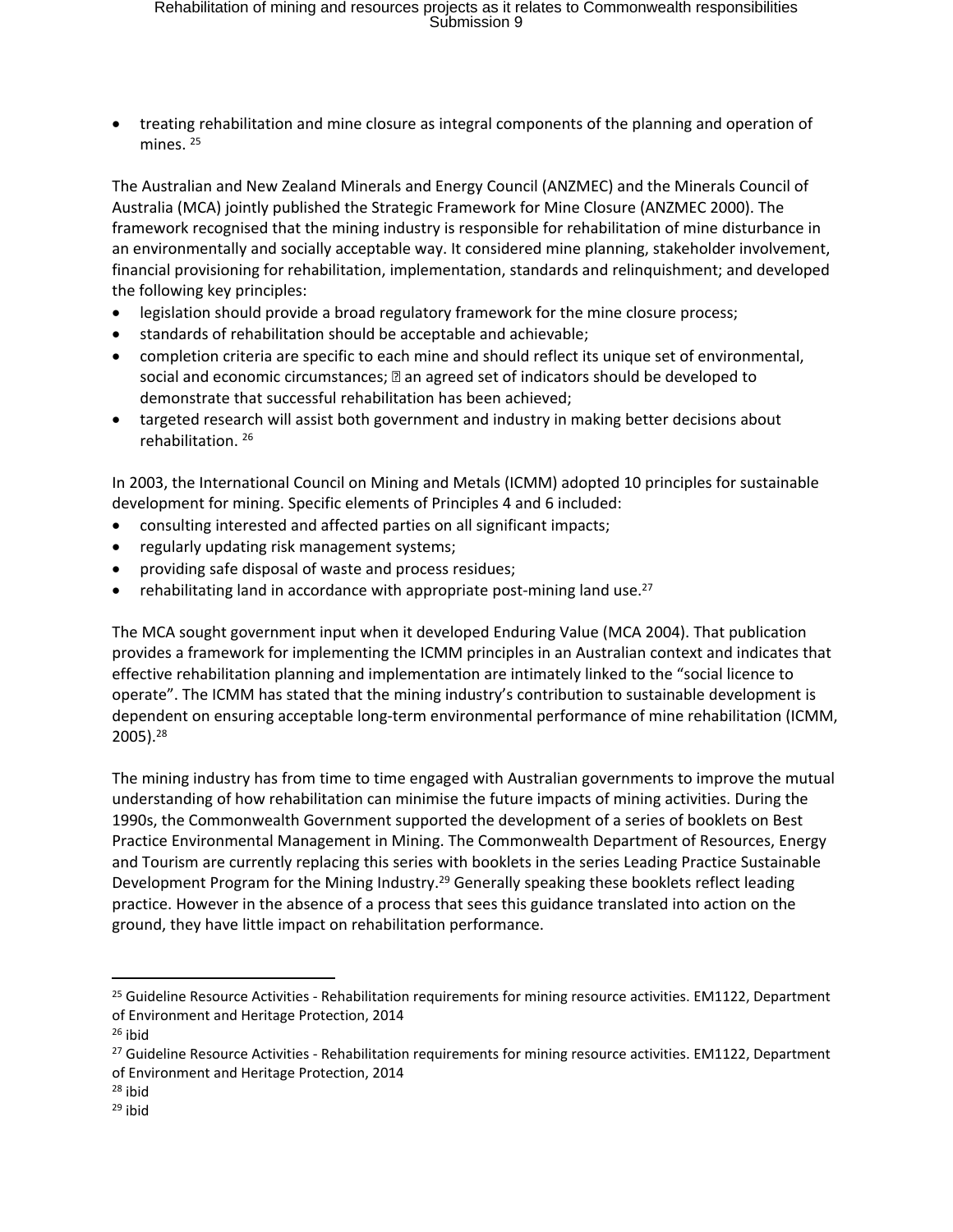- treating rehabilitation and mine closure as integral components of the planning and operation of mines. [25]

The Australian and New Zealand Minerals and Energy Council (ANZMEC) and the Minerals Council of Australia (MCA) jointly published the Strategic Framework for Mine Closure (ANZMEC 2000). The framework recognised that the mining industry is responsible for rehabilitation of mine disturbance in an environmentally and socially acceptable way. It considered mine planning, stakeholder involvement, financial provisioning for rehabilitation, implementation, standards and relinquishment; and developed the following key principles:

- legislation should provide a broad regulatory framework for the mine closure process;
- standards of rehabilitation should be acceptable and achievable;
- completion criteria are specific to each mine and should reflect its unique set of environmental, social and economic circumstances;  an agreed set of indicators should be developed to demonstrate that successful rehabilitation has been achieved;
- targeted research will assist both government and industry in making better decisions about rehabilitation. [26]

In 2003, the International Council on Mining and Metals (ICMM) adopted 10 principles for sustainable development for mining. Specific elements of Principles 4 and 6 included:

- consulting interested and affected parties on all significant impacts;
- regularly updating risk management systems;
- providing safe disposal of waste and process residues;
- rehabilitating land in accordance with appropriate post-mining land use.[27]

The MCA sought government input when it developed Enduring Value (MCA 2004). That publication provides a framework for implementing the ICMM principles in an Australian context and indicates that effective rehabilitation planning and implementation are intimately linked to the "social licence to operate". The ICMM has stated that the mining industry's contribution to sustainable development is dependent on ensuring acceptable long-term environmental performance of mine rehabilitation (ICMM, 2005).[28]

The mining industry has from time to time engaged with Australian governments to improve the mutual understanding of how rehabilitation can minimise the future impacts of mining activities. During the 1990s, the Commonwealth Government supported the development of a series of booklets on Best Practice Environmental Management in Mining. The Commonwealth Department of Resources, Energy and Tourism are currently replacing this series with booklets in the series Leading Practice Sustainable Development Program for the Mining Industry.[29] Generally speaking these booklets reflect leading practice. However in the absence of a process that sees this guidance translated into action on the ground, they have little impact on rehabilitation performance.

---

[25] Guideline Resource Activities - Rehabilitation requirements for mining resource activities. EM1122, Department of Environment and Heritage Protection, 2014

[26] ibid

[27] Guideline Resource Activities - Rehabilitation requirements for mining resource activities. EM1122, Department of Environment and Heritage Protection, 2014

[28] ibid

[29] ibid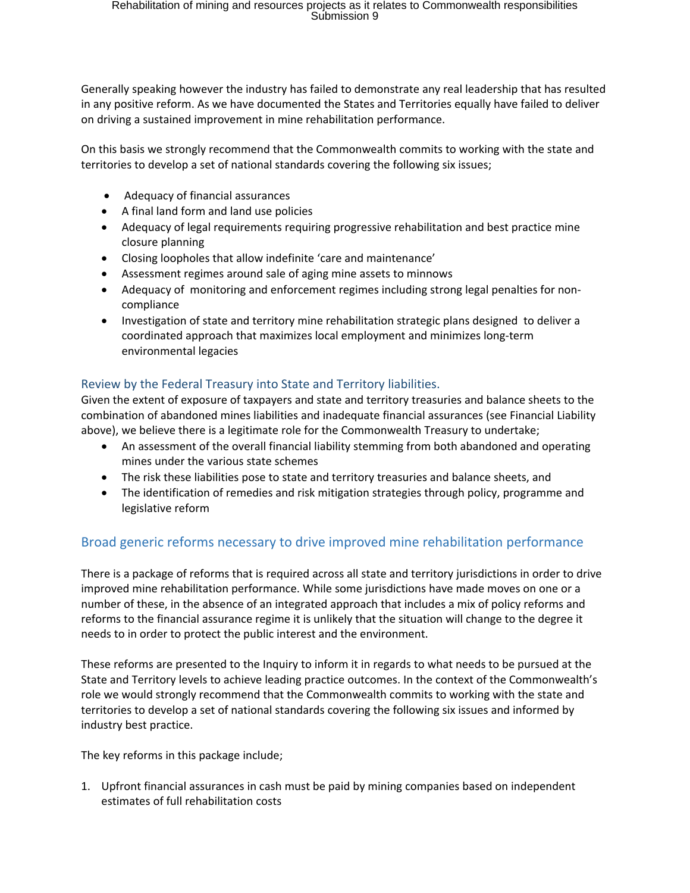Generally speaking however the industry has failed to demonstrate any real leadership that has resulted in any positive reform. As we have documented the States and Territories equally have failed to deliver on driving a sustained improvement in mine rehabilitation performance.

On this basis we strongly recommend that the Commonwealth commits to working with the state and territories to develop a set of national standards covering the following six issues;

- Adequacy of financial assurances
- A final land form and land use policies
- Adequacy of legal requirements requiring progressive rehabilitation and best practice mine closure planning
- Closing loopholes that allow indefinite 'care and maintenance'
- Assessment regimes around sale of aging mine assets to minnows
- Adequacy of monitoring and enforcement regimes including strong legal penalties for non-compliance
- Investigation of state and territory mine rehabilitation strategic plans designed to deliver a coordinated approach that maximizes local employment and minimizes long-term environmental legacies

### Review by the Federal Treasury into State and Territory liabilities.

Given the extent of exposure of taxpayers and state and territory treasuries and balance sheets to the combination of abandoned mines liabilities and inadequate financial assurances (see Financial Liability above), we believe there is a legitimate role for the Commonwealth Treasury to undertake;

- An assessment of the overall financial liability stemming from both abandoned and operating mines under the various state schemes
- The risk these liabilities pose to state and territory treasuries and balance sheets, and
- The identification of remedies and risk mitigation strategies through policy, programme and legislative reform

## Broad generic reforms necessary to drive improved mine rehabilitation performance

There is a package of reforms that is required across all state and territory jurisdictions in order to drive improved mine rehabilitation performance. While some jurisdictions have made moves on one or a number of these, in the absence of an integrated approach that includes a mix of policy reforms and reforms to the financial assurance regime it is unlikely that the situation will change to the degree it needs to in order to protect the public interest and the environment.

These reforms are presented to the Inquiry to inform it in regards to what needs to be pursued at the State and Territory levels to achieve leading practice outcomes. In the context of the Commonwealth's role we would strongly recommend that the Commonwealth commits to working with the state and territories to develop a set of national standards covering the following six issues and informed by industry best practice.

The key reforms in this package include;

1. Upfront financial assurances in cash must be paid by mining companies based on independent estimates of full rehabilitation costs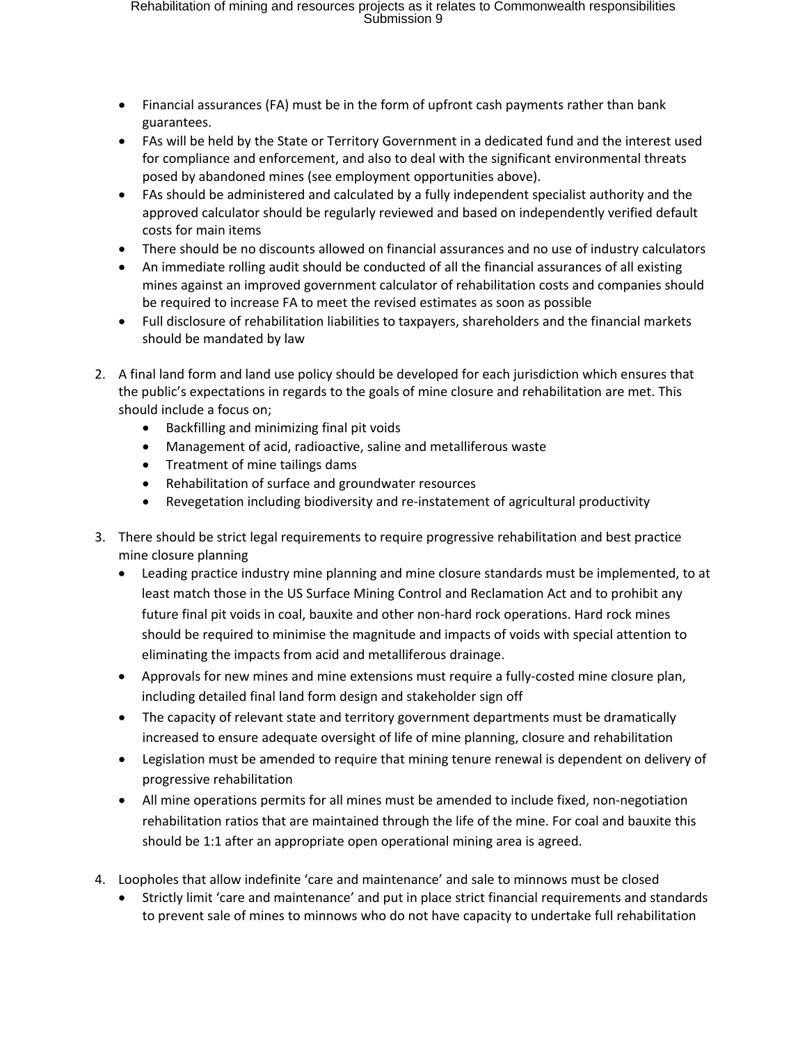- Financial assurances (FA) must be in the form of upfront cash payments rather than bank guarantees.
- FAs will be held by the State or Territory Government in a dedicated fund and the interest used for compliance and enforcement, and also to deal with the significant environmental threats posed by abandoned mines (see employment opportunities above).
- FAs should be administered and calculated by a fully independent specialist authority and the approved calculator should be regularly reviewed and based on independently verified default costs for main items
- There should be no discounts allowed on financial assurances and no use of industry calculators
- An immediate rolling audit should be conducted of all the financial assurances of all existing mines against an improved government calculator of rehabilitation costs and companies should be required to increase FA to meet the revised estimates as soon as possible
- Full disclosure of rehabilitation liabilities to taxpayers, shareholders and the financial markets should be mandated by law

2. A final land form and land use policy should be developed for each jurisdiction which ensures that the public's expectations in regards to the goals of mine closure and rehabilitation are met. This should include a focus on;
    - Backfilling and minimizing final pit voids
    - Management of acid, radioactive, saline and metalliferous waste
    - Treatment of mine tailings dams
    - Rehabilitation of surface and groundwater resources
    - Revegetation including biodiversity and re-instatement of agricultural productivity

3. There should be strict legal requirements to require progressive rehabilitation and best practice mine closure planning
    - Leading practice industry mine planning and mine closure standards must be implemented, to at least match those in the US Surface Mining Control and Reclamation Act and to prohibit any future final pit voids in coal, bauxite and other non-hard rock operations. Hard rock mines should be required to minimise the magnitude and impacts of voids with special attention to eliminating the impacts from acid and metalliferous drainage.
    - Approvals for new mines and mine extensions must require a fully-costed mine closure plan, including detailed final land form design and stakeholder sign off
    - The capacity of relevant state and territory government departments must be dramatically increased to ensure adequate oversight of life of mine planning, closure and rehabilitation
    - Legislation must be amended to require that mining tenure renewal is dependent on delivery of progressive rehabilitation
    - All mine operations permits for all mines must be amended to include fixed, non-negotiation rehabilitation ratios that are maintained through the life of the mine. For coal and bauxite this should be 1:1 after an appropriate open operational mining area is agreed.

4. Loopholes that allow indefinite 'care and maintenance' and sale to minnows must be closed
    - Strictly limit 'care and maintenance' and put in place strict financial requirements and standards to prevent sale of mines to minnows who do not have capacity to undertake full rehabilitation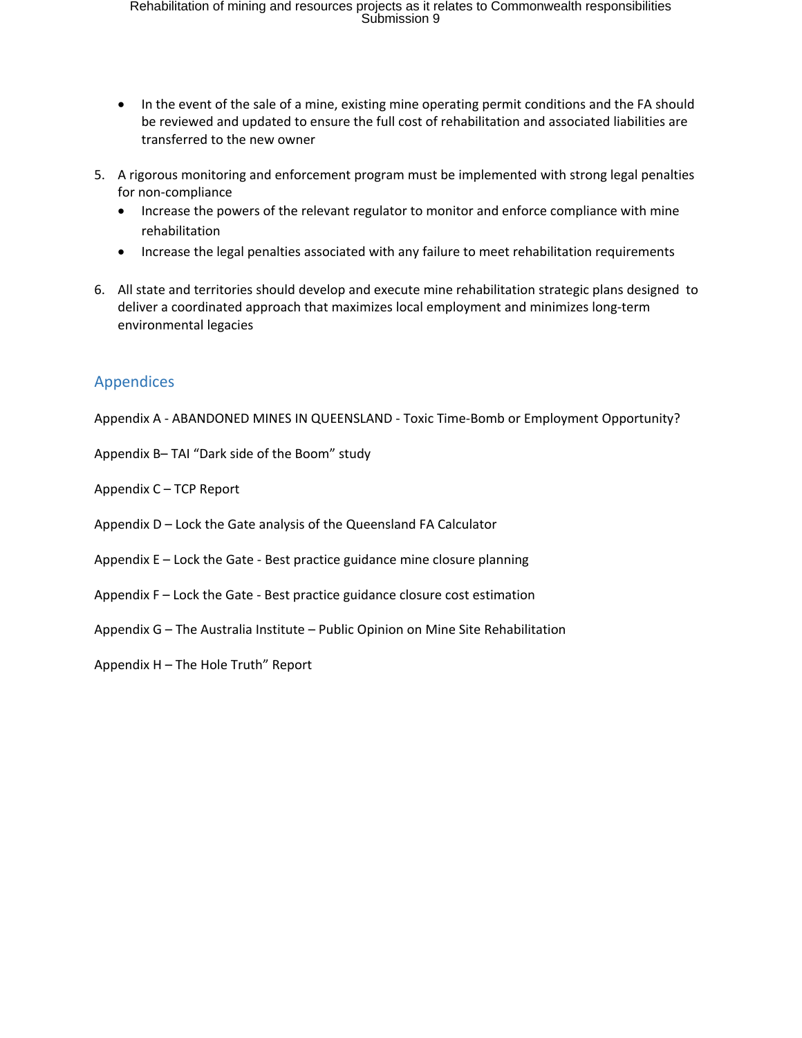- In the event of the sale of a mine, existing mine operating permit conditions and the FA should be reviewed and updated to ensure the full cost of rehabilitation and associated liabilities are transferred to the new owner

5. A rigorous monitoring and enforcement program must be implemented with strong legal penalties for non-compliance
   - Increase the powers of the relevant regulator to monitor and enforce compliance with mine rehabilitation
   - Increase the legal penalties associated with any failure to meet rehabilitation requirements

6. All state and territories should develop and execute mine rehabilitation strategic plans designed to deliver a coordinated approach that maximizes local employment and minimizes long-term environmental legacies

## Appendices

Appendix A - ABANDONED MINES IN QUEENSLAND - Toxic Time-Bomb or Employment Opportunity?

Appendix B– TAI "Dark side of the Boom" study

Appendix C – TCP Report

Appendix D – Lock the Gate analysis of the Queensland FA Calculator

Appendix E – Lock the Gate - Best practice guidance mine closure planning

Appendix F – Lock the Gate - Best practice guidance closure cost estimation

Appendix G – The Australia Institute – Public Opinion on Mine Site Rehabilitation

Appendix H – The Hole Truth" Report